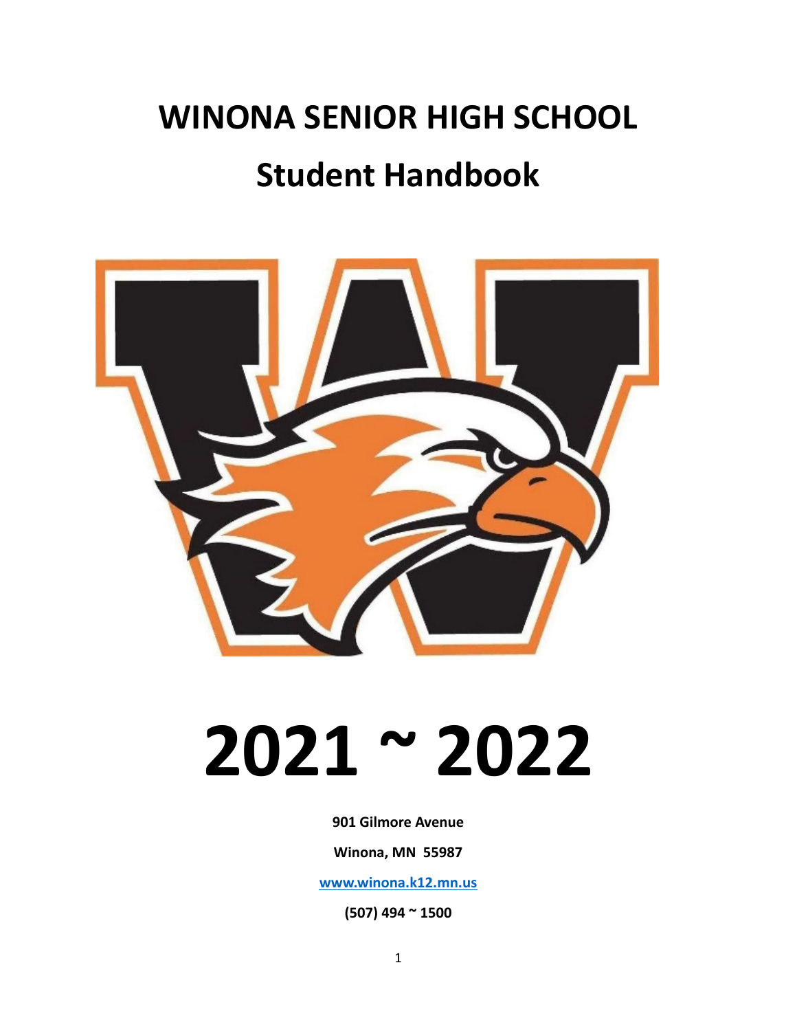# WINONA SENIOR HIGH SCHOOL

# Student Handbook

# 2021 ~ 2022

**901 Gilmore Avenue**

**Winona, MN 55987**

**[www.winona.k12.mn.us](http://www.winona.k12.mn.us)**

**(507) 494 ~ 1500**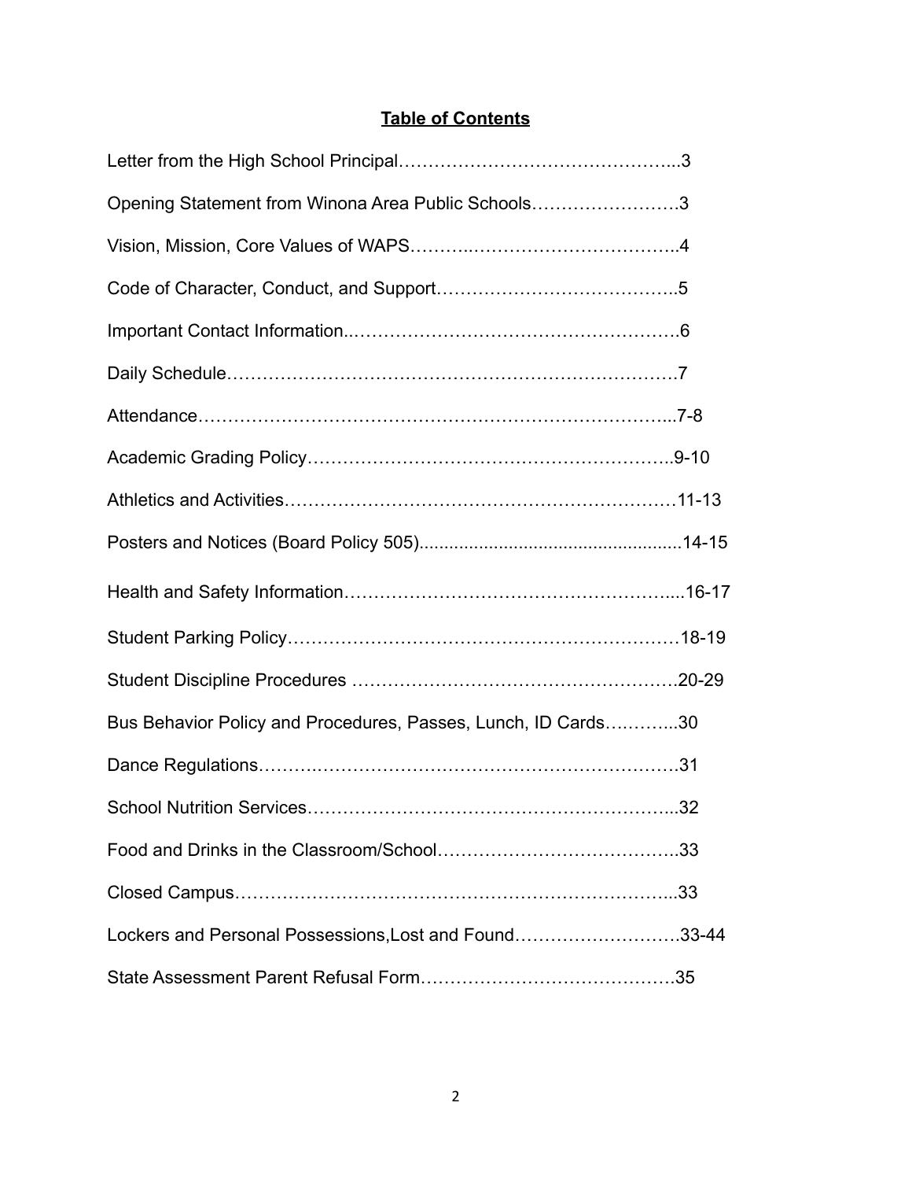## Table of Contents

Letter from the High School Principal…………….……………….………….…...3

Opening Statement from Winona Area Public Schools…………………….3

Vision, Mission, Core Values of WAPS………..……………………………..4

Code of Character, Conduct, and Support…………………….…………..5

Important Contact Information..……………………………………………….6

Daily Schedule……………………………………………………………….7

Attendance……………………………………………………………………...7-8

Academic Grading Policy……………………………………………………..9-10

Athletics and Activities…………………………………………………………11-13

Posters and Notices (Board Policy 505)....................................................14-15

Health and Safety Information………………………………………………....16-17

Student Parking Policy…………………………………………………………18-19

Student Discipline Procedures ……………….……………………………….20-29

Bus Behavior Policy and Procedures, Passes, Lunch, ID Cards….……...30

Dance Regulations……….………………………………………………….31

School Nutrition Services……………………………………………………...32

Food and Drinks in the Classroom/School…………………………………..33

Closed Campus………………………………………………………………...33

Lockers and Personal Possessions,Lost and Found……………………….33-44

State Assessment Parent Refusal Form…………………………………….35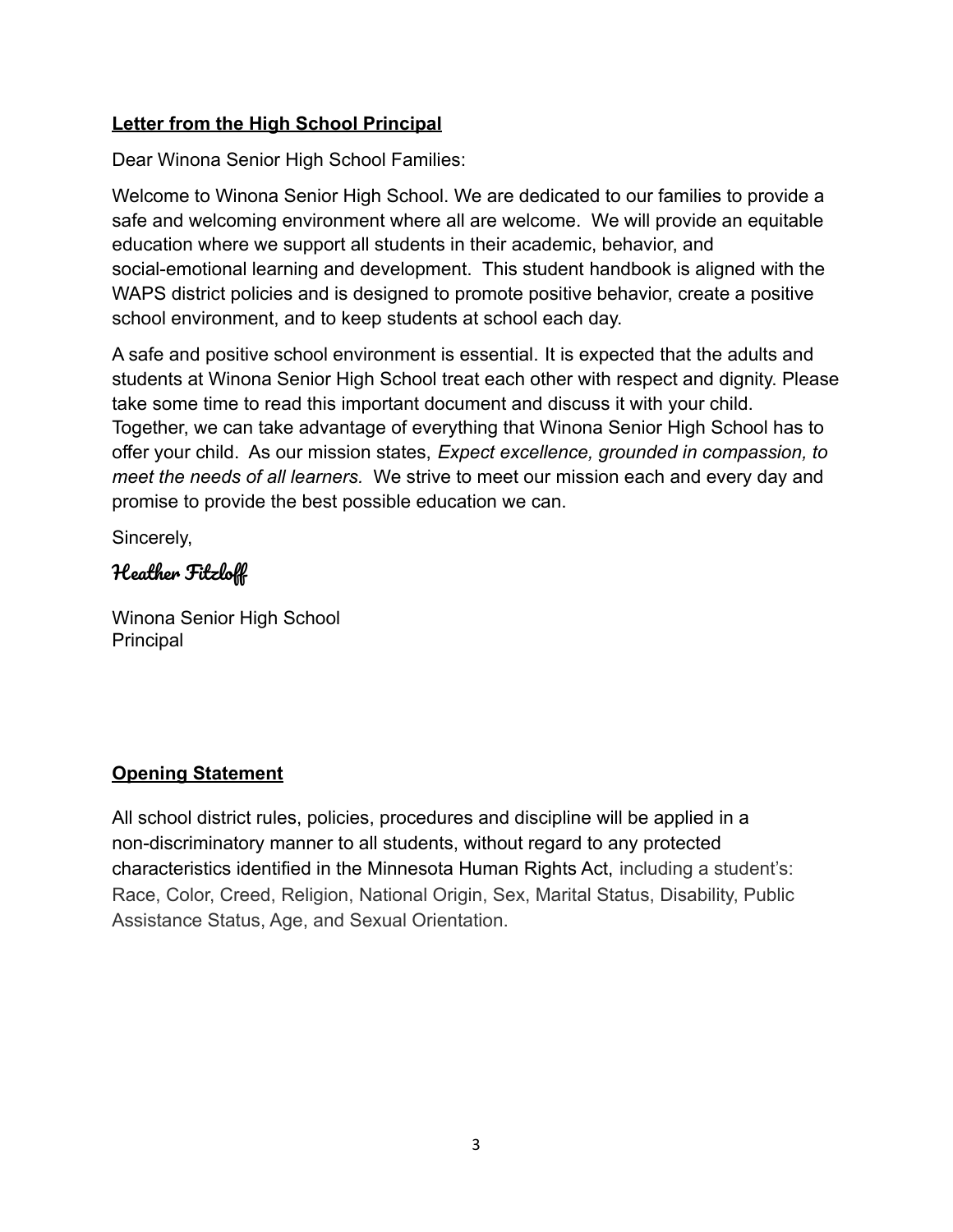## **Letter from the High School Principal**

Dear Winona Senior High School Families:

Welcome to Winona Senior High School. We are dedicated to our families to provide a safe and welcoming environment where all are welcome. We will provide an equitable education where we support all students in their academic, behavior, and social-emotional learning and development. This student handbook is aligned with the WAPS district policies and is designed to promote positive behavior, create a positive school environment, and to keep students at school each day.

A safe and positive school environment is essential. It is expected that the adults and students at Winona Senior High School treat each other with respect and dignity. Please take some time to read this important document and discuss it with your child. Together, we can take advantage of everything that Winona Senior High School has to offer your child. As our mission states, *Expect excellence, grounded in compassion, to meet the needs of all learners.* We strive to meet our mission each and every day and promise to provide the best possible education we can.

Sincerely,

Heather Fitzloff

Winona Senior High School
Principal

## **Opening Statement**

All school district rules, policies, procedures and discipline will be applied in a non-discriminatory manner to all students, without regard to any protected characteristics identified in the Minnesota Human Rights Act, including a student's: Race, Color, Creed, Religion, National Origin, Sex, Marital Status, Disability, Public Assistance Status, Age, and Sexual Orientation.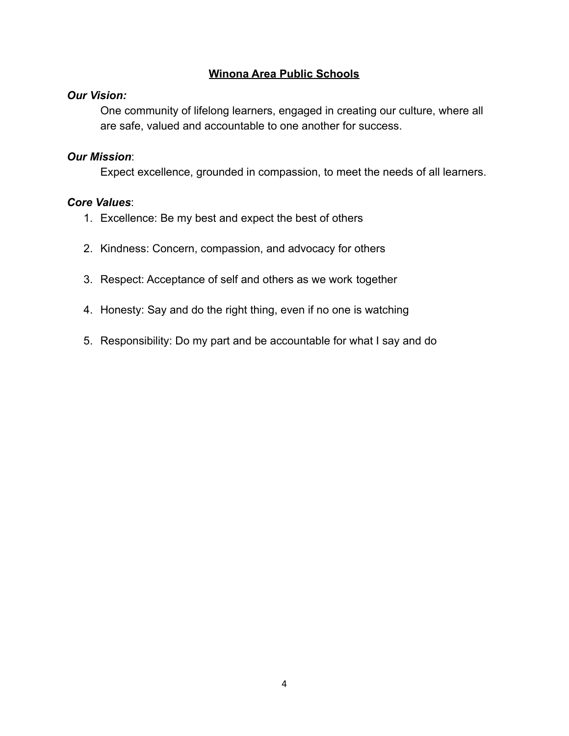## **Winona Area Public Schools**

***Our Vision:***

One community of lifelong learners, engaged in creating our culture, where all are safe, valued and accountable to one another for success.

***Our Mission***:

Expect excellence, grounded in compassion, to meet the needs of all learners.

***Core Values***:

1. Excellence: Be my best and expect the best of others
2. Kindness: Concern, compassion, and advocacy for others
3. Respect: Acceptance of self and others as we work together
4. Honesty: Say and do the right thing, even if no one is watching
5. Responsibility: Do my part and be accountable for what I say and do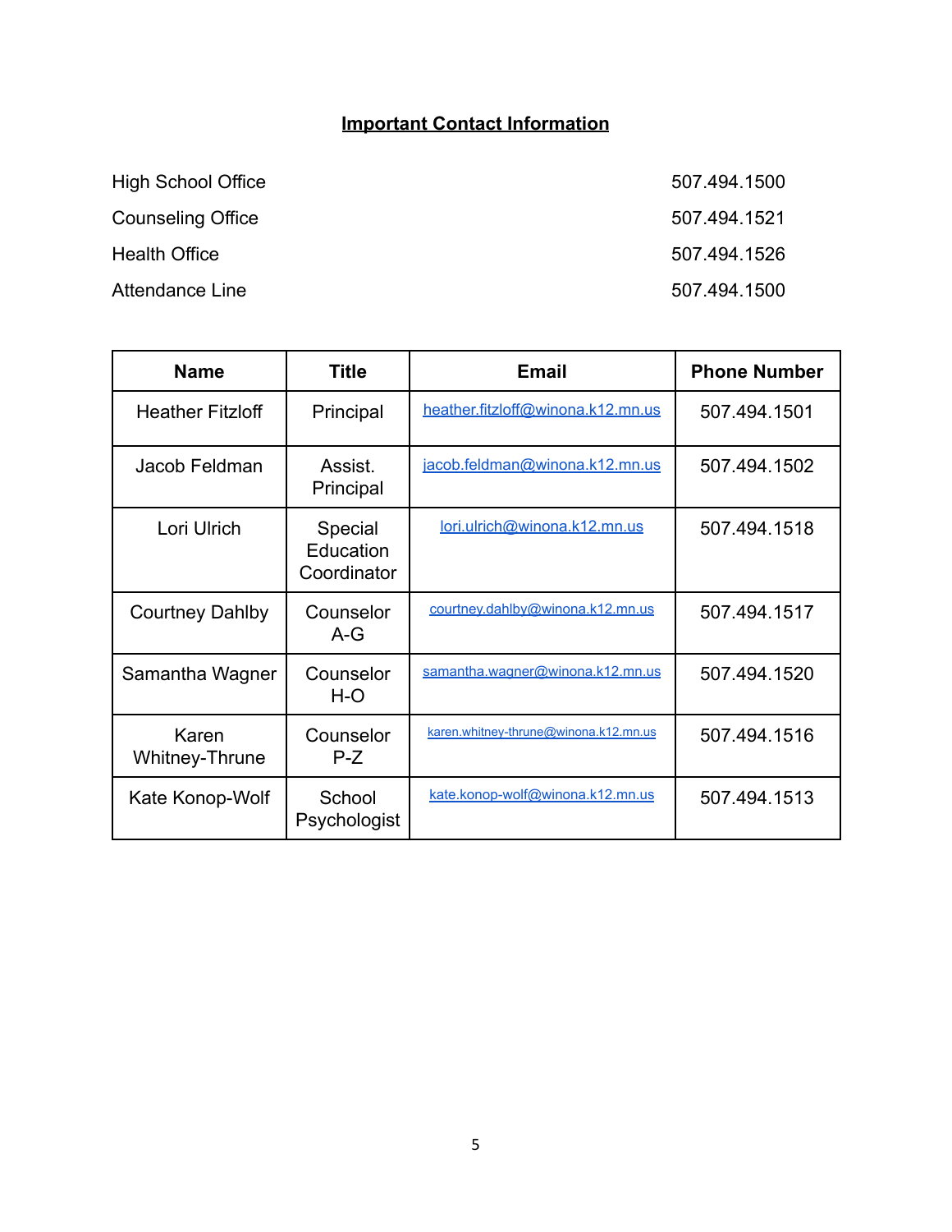## Important Contact Information

| | |
|---|---|
| High School Office | 507.494.1500 |
| Counseling Office | 507.494.1521 |
| Health Office | 507.494.1526 |
| Attendance Line | 507.494.1500 |

| Name | Title | Email | Phone Number |
|---|---|---|---|
| Heather Fitzloff | Principal | heather.fitzloff@winona.k12.mn.us | 507.494.1501 |
| Jacob Feldman | Assist. Principal | jacob.feldman@winona.k12.mn.us | 507.494.1502 |
| Lori Ulrich | Special Education Coordinator | lori.ulrich@winona.k12.mn.us | 507.494.1518 |
| Courtney Dahlby | Counselor A-G | courtney.dahlby@winona.k12.mn.us | 507.494.1517 |
| Samantha Wagner | Counselor H-O | samantha.wagner@winona.k12.mn.us | 507.494.1520 |
| Karen Whitney-Thrune | Counselor P-Z | karen.whitney-thrune@winona.k12.mn.us | 507.494.1516 |
| Kate Konop-Wolf | School Psychologist | kate.konop-wolf@winona.k12.mn.us | 507.494.1513 |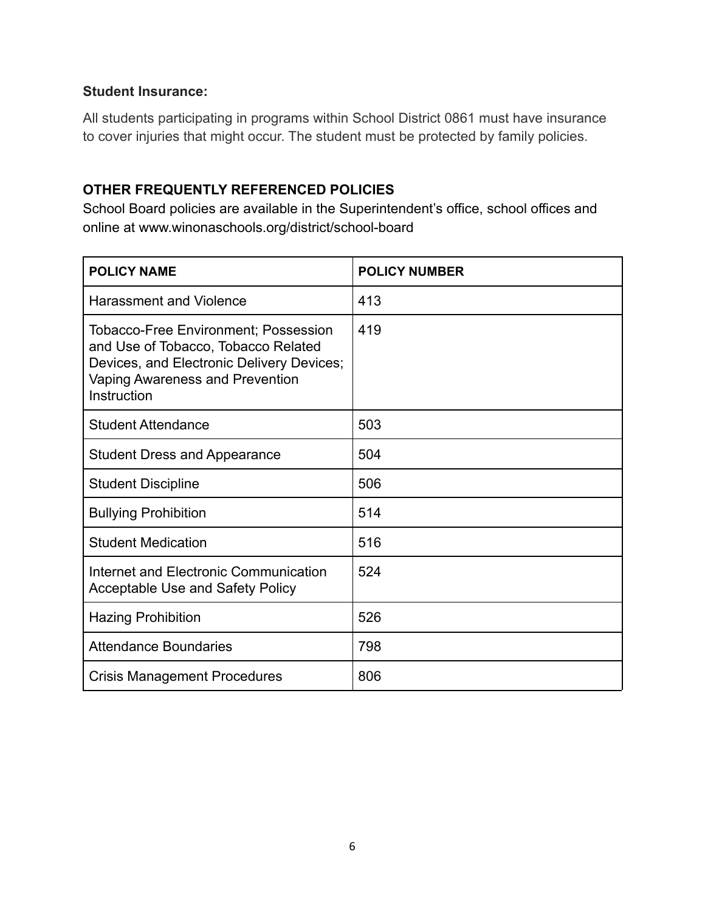**Student Insurance:**

All students participating in programs within School District 0861 must have insurance to cover injuries that might occur. The student must be protected by family policies.

**OTHER FREQUENTLY REFERENCED POLICIES**

School Board policies are available in the Superintendent's office, school offices and online at www.winonaschools.org/district/school-board

| POLICY NAME | POLICY NUMBER |
| --- | --- |
| Harassment and Violence | 413 |
| Tobacco-Free Environment; Possession and Use of Tobacco, Tobacco Related Devices, and Electronic Delivery Devices; Vaping Awareness and Prevention Instruction | 419 |
| Student Attendance | 503 |
| Student Dress and Appearance | 504 |
| Student Discipline | 506 |
| Bullying Prohibition | 514 |
| Student Medication | 516 |
| Internet and Electronic Communication Acceptable Use and Safety Policy | 524 |
| Hazing Prohibition | 526 |
| Attendance Boundaries | 798 |
| Crisis Management Procedures | 806 |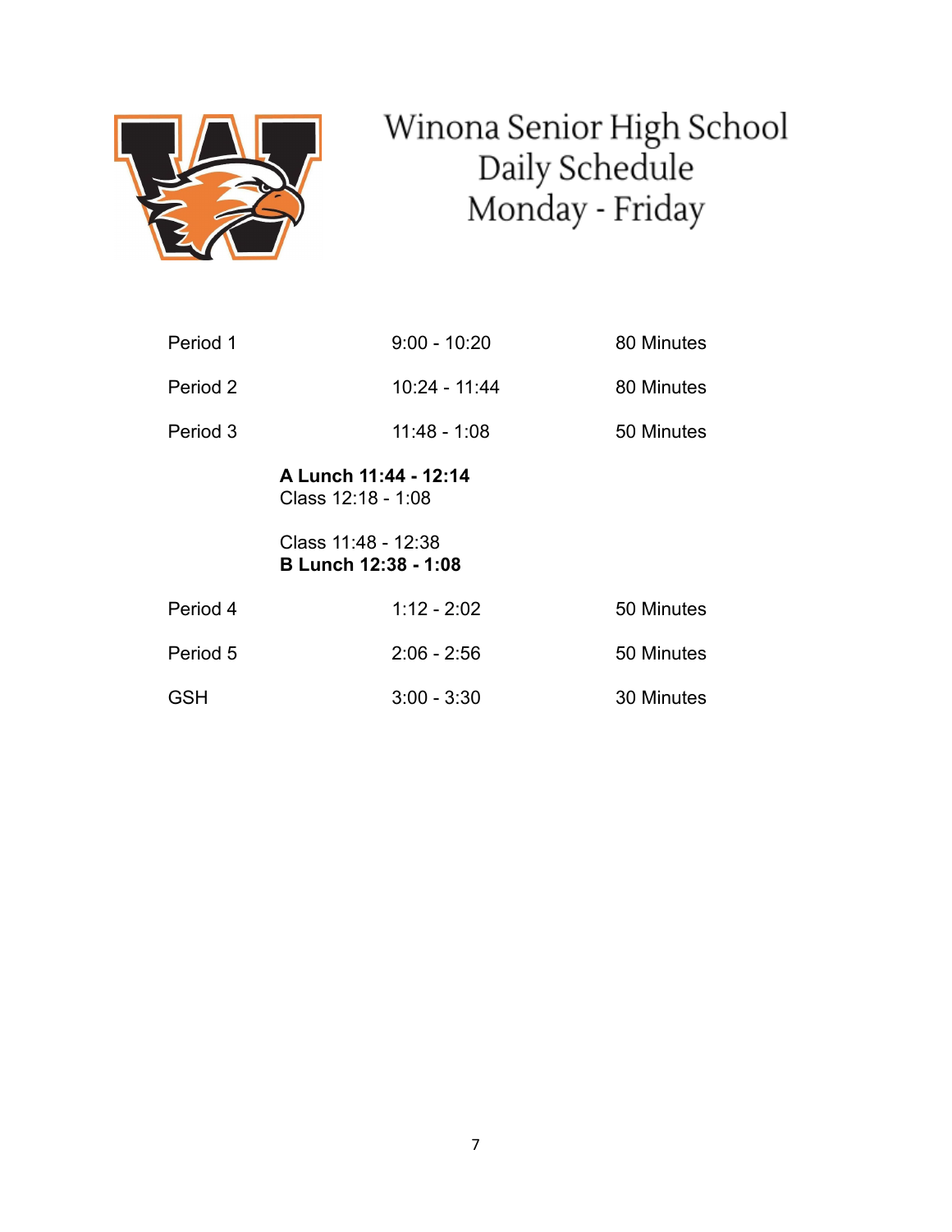# Winona Senior High School Daily Schedule Monday - Friday

| | | |
|---|---|---|
| Period 1 | 9:00 - 10:20 | 80 Minutes |
| Period 2 | 10:24 - 11:44 | 80 Minutes |
| Period 3 | 11:48 - 1:08 | 50 Minutes |
| | **A Lunch 11:44 - 12:14**<br>Class 12:18 - 1:08 | |
| | Class 11:48 - 12:38<br>**B Lunch 12:38 - 1:08** | |
| Period 4 | 1:12 - 2:02 | 50 Minutes |
| Period 5 | 2:06 - 2:56 | 50 Minutes |
| GSH | 3:00 - 3:30 | 30 Minutes |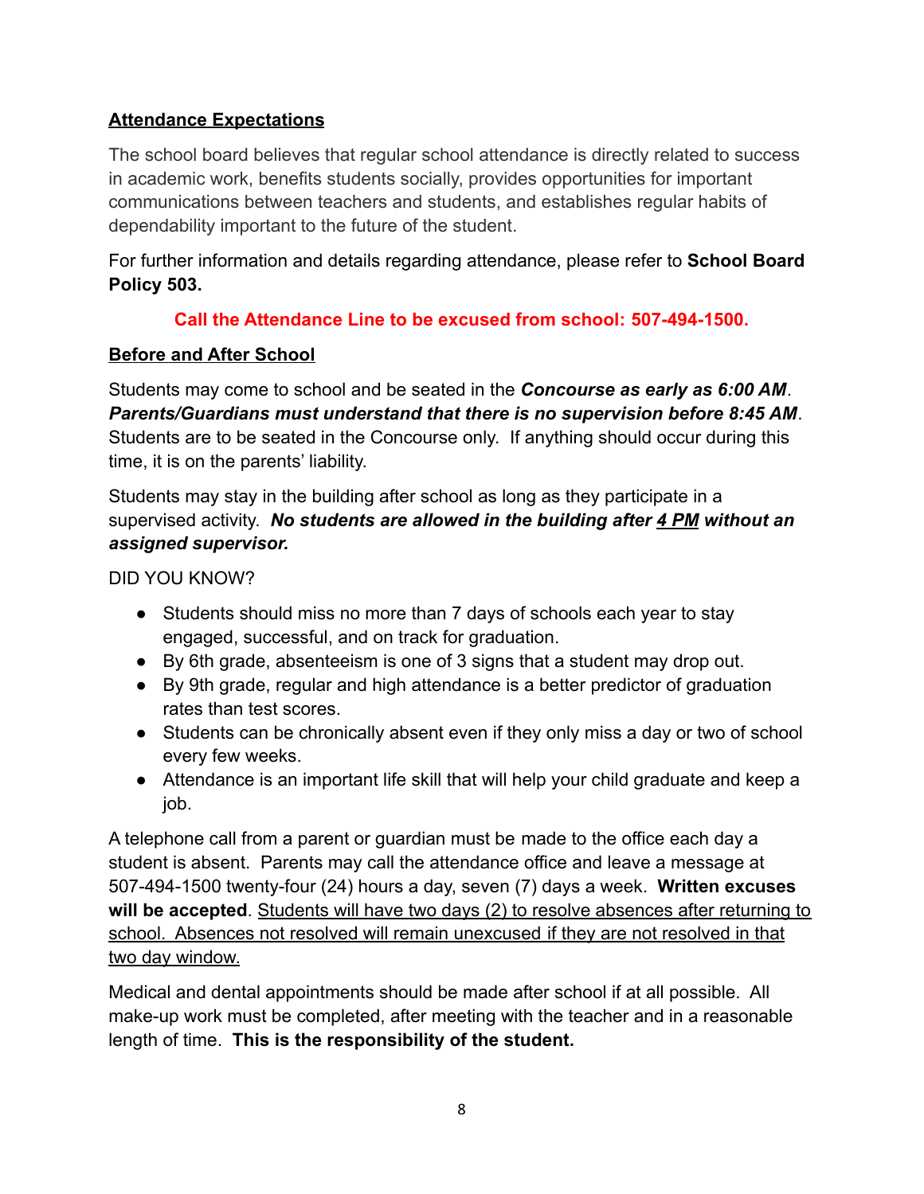## Attendance Expectations

The school board believes that regular school attendance is directly related to success in academic work, benefits students socially, provides opportunities for important communications between teachers and students, and establishes regular habits of dependability important to the future of the student.

For further information and details regarding attendance, please refer to **School Board Policy 503.**

**Call the Attendance Line to be excused from school: 507-494-1500.**

## Before and After School

Students may come to school and be seated in the ***Concourse as early as 6:00 AM***. ***Parents/Guardians must understand that there is no supervision before 8:45 AM***. Students are to be seated in the Concourse only. If anything should occur during this time, it is on the parents' liability.

Students may stay in the building after school as long as they participate in a supervised activity. ***No students are allowed in the building after 4 PM without an assigned supervisor.***

DID YOU KNOW?

- Students should miss no more than 7 days of schools each year to stay engaged, successful, and on track for graduation.
- By 6th grade, absenteeism is one of 3 signs that a student may drop out.
- By 9th grade, regular and high attendance is a better predictor of graduation rates than test scores.
- Students can be chronically absent even if they only miss a day or two of school every few weeks.
- Attendance is an important life skill that will help your child graduate and keep a job.

A telephone call from a parent or guardian must be made to the office each day a student is absent. Parents may call the attendance office and leave a message at 507-494-1500 twenty-four (24) hours a day, seven (7) days a week. **Written excuses will be accepted**. Students will have two days (2) to resolve absences after returning to school. Absences not resolved will remain unexcused if they are not resolved in that two day window.

Medical and dental appointments should be made after school if at all possible. All make-up work must be completed, after meeting with the teacher and in a reasonable length of time. **This is the responsibility of the student.**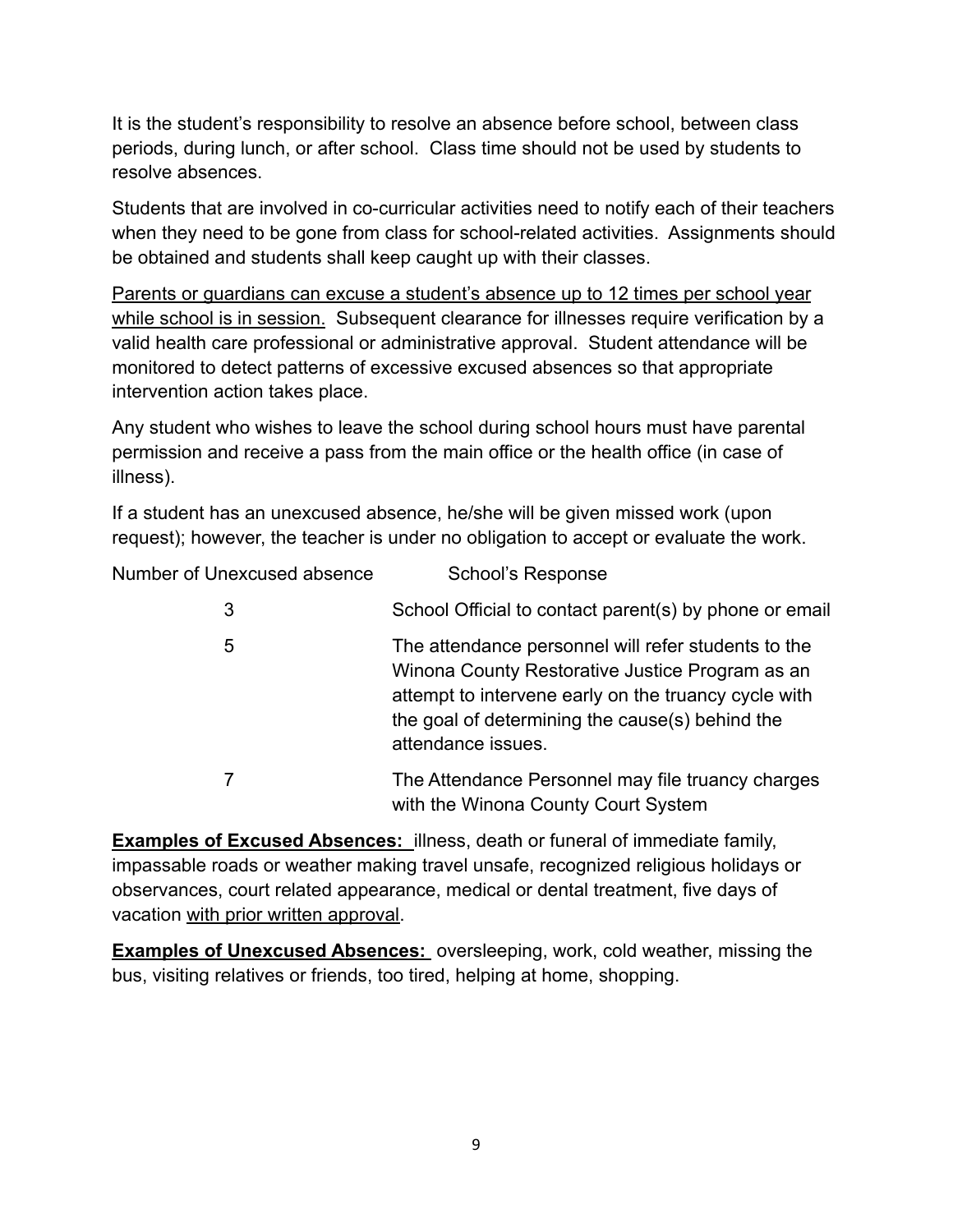It is the student's responsibility to resolve an absence before school, between class periods, during lunch, or after school. Class time should not be used by students to resolve absences.

Students that are involved in co-curricular activities need to notify each of their teachers when they need to be gone from class for school-related activities. Assignments should be obtained and students shall keep caught up with their classes.

<u>Parents or guardians can excuse a student's absence up to 12 times per school year while school is in session.</u> Subsequent clearance for illnesses require verification by a valid health care professional or administrative approval. Student attendance will be monitored to detect patterns of excessive excused absences so that appropriate intervention action takes place.

Any student who wishes to leave the school during school hours must have parental permission and receive a pass from the main office or the health office (in case of illness).

If a student has an unexcused absence, he/she will be given missed work (upon request); however, the teacher is under no obligation to accept or evaluate the work.

| Number of Unexcused absence | School's Response |
| --- | --- |
| 3 | School Official to contact parent(s) by phone or email |
| 5 | The attendance personnel will refer students to the Winona County Restorative Justice Program as an attempt to intervene early on the truancy cycle with the goal of determining the cause(s) behind the attendance issues. |
| 7 | The Attendance Personnel may file truancy charges with the Winona County Court System |

**<u>Examples of Excused Absences:</u>** illness, death or funeral of immediate family, impassable roads or weather making travel unsafe, recognized religious holidays or observances, court related appearance, medical or dental treatment, five days of vacation <u>with prior written approval</u>.

**<u>Examples of Unexcused Absences:</u>** oversleeping, work, cold weather, missing the bus, visiting relatives or friends, too tired, helping at home, shopping.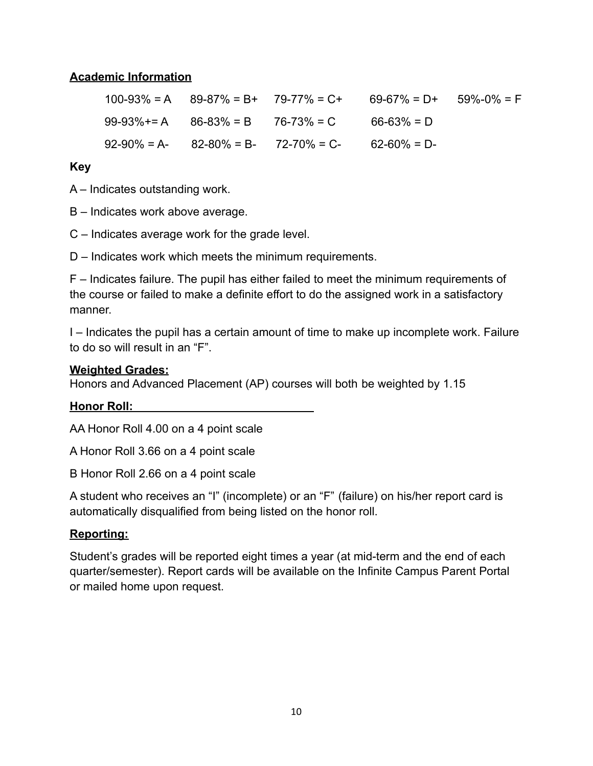## Academic Information

| | | | | |
|---|---|---|---|---|
| 100-93% = A | 89-87% = B+ | 79-77% = C+ | 69-67% = D+ | 59%-0% = F |
| 99-93%+= A | 86-83% = B | 76-73% = C | 66-63% = D | |
| 92-90% = A- | 82-80% = B- | 72-70% = C- | 62-60% = D- | |

**Key**

A – Indicates outstanding work.

B – Indicates work above average.

C – Indicates average work for the grade level.

D – Indicates work which meets the minimum requirements.

F – Indicates failure. The pupil has either failed to meet the minimum requirements of the course or failed to make a definite effort to do the assigned work in a satisfactory manner.

I – Indicates the pupil has a certain amount of time to make up incomplete work. Failure to do so will result in an "F".

**Weighted Grades:**

Honors and Advanced Placement (AP) courses will both be weighted by 1.15

**Honor Roll:**

AA Honor Roll 4.00 on a 4 point scale

A Honor Roll 3.66 on a 4 point scale

B Honor Roll 2.66 on a 4 point scale

A student who receives an "I" (incomplete) or an "F" (failure) on his/her report card is automatically disqualified from being listed on the honor roll.

**Reporting:**

Student's grades will be reported eight times a year (at mid-term and the end of each quarter/semester). Report cards will be available on the Infinite Campus Parent Portal or mailed home upon request.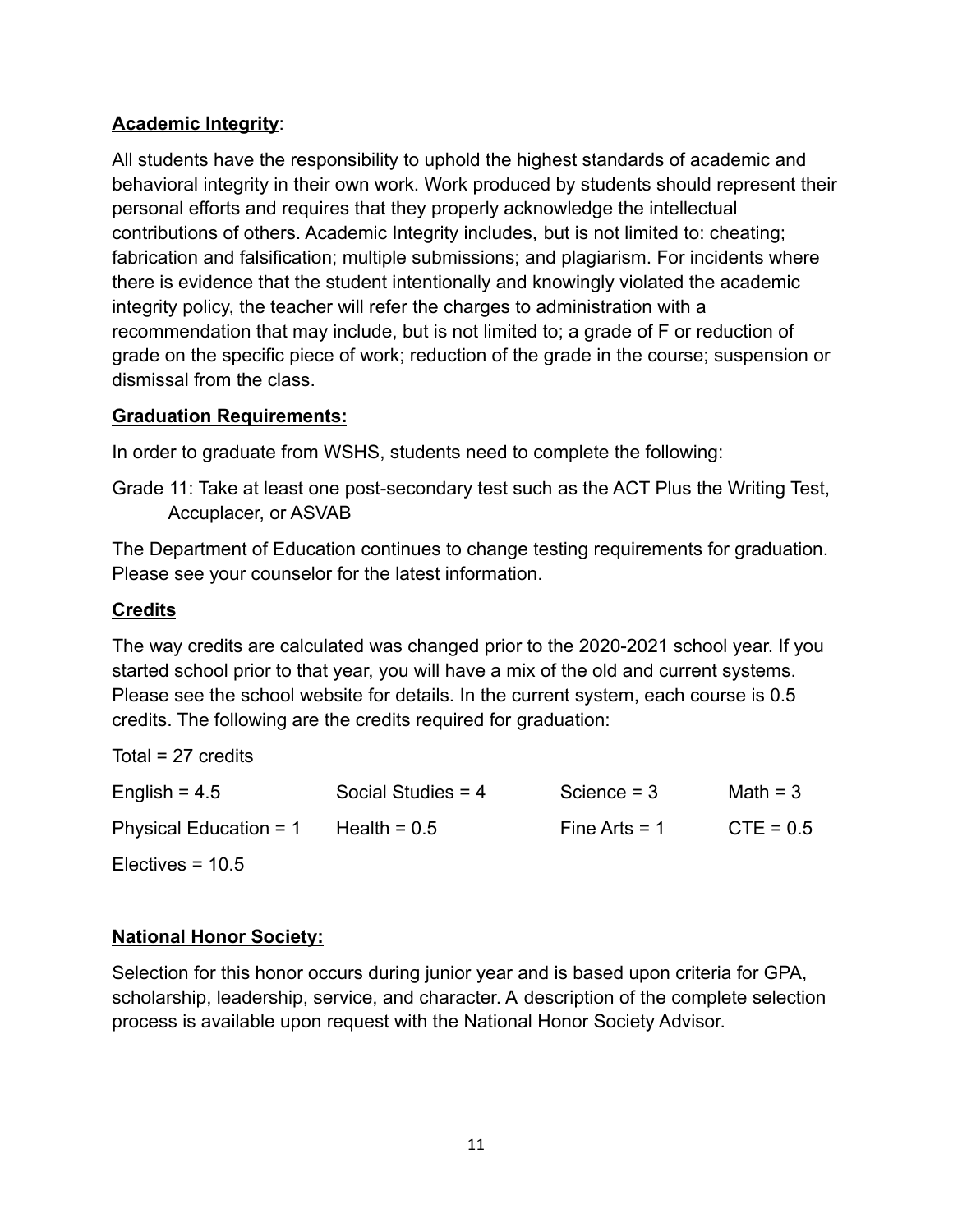**Academic Integrity**:

All students have the responsibility to uphold the highest standards of academic and behavioral integrity in their own work. Work produced by students should represent their personal efforts and requires that they properly acknowledge the intellectual contributions of others. Academic Integrity includes, but is not limited to: cheating; fabrication and falsification; multiple submissions; and plagiarism. For incidents where there is evidence that the student intentionally and knowingly violated the academic integrity policy, the teacher will refer the charges to administration with a recommendation that may include, but is not limited to; a grade of F or reduction of grade on the specific piece of work; reduction of the grade in the course; suspension or dismissal from the class.

**Graduation Requirements:**

In order to graduate from WSHS, students need to complete the following:

Grade 11: Take at least one post-secondary test such as the ACT Plus the Writing Test, Accuplacer, or ASVAB

The Department of Education continues to change testing requirements for graduation. Please see your counselor for the latest information.

**Credits**

The way credits are calculated was changed prior to the 2020-2021 school year. If you started school prior to that year, you will have a mix of the old and current systems. Please see the school website for details. In the current system, each course is 0.5 credits. The following are the credits required for graduation:

Total = 27 credits

| | | | |
|---|---|---|---|
| English = 4.5 | Social Studies = 4 | Science = 3 | Math = 3 |
| Physical Education = 1 | Health = 0.5 | Fine Arts = 1 | CTE = 0.5 |
| Electives = 10.5 | | | |

**National Honor Society:**

Selection for this honor occurs during junior year and is based upon criteria for GPA, scholarship, leadership, service, and character. A description of the complete selection process is available upon request with the National Honor Society Advisor.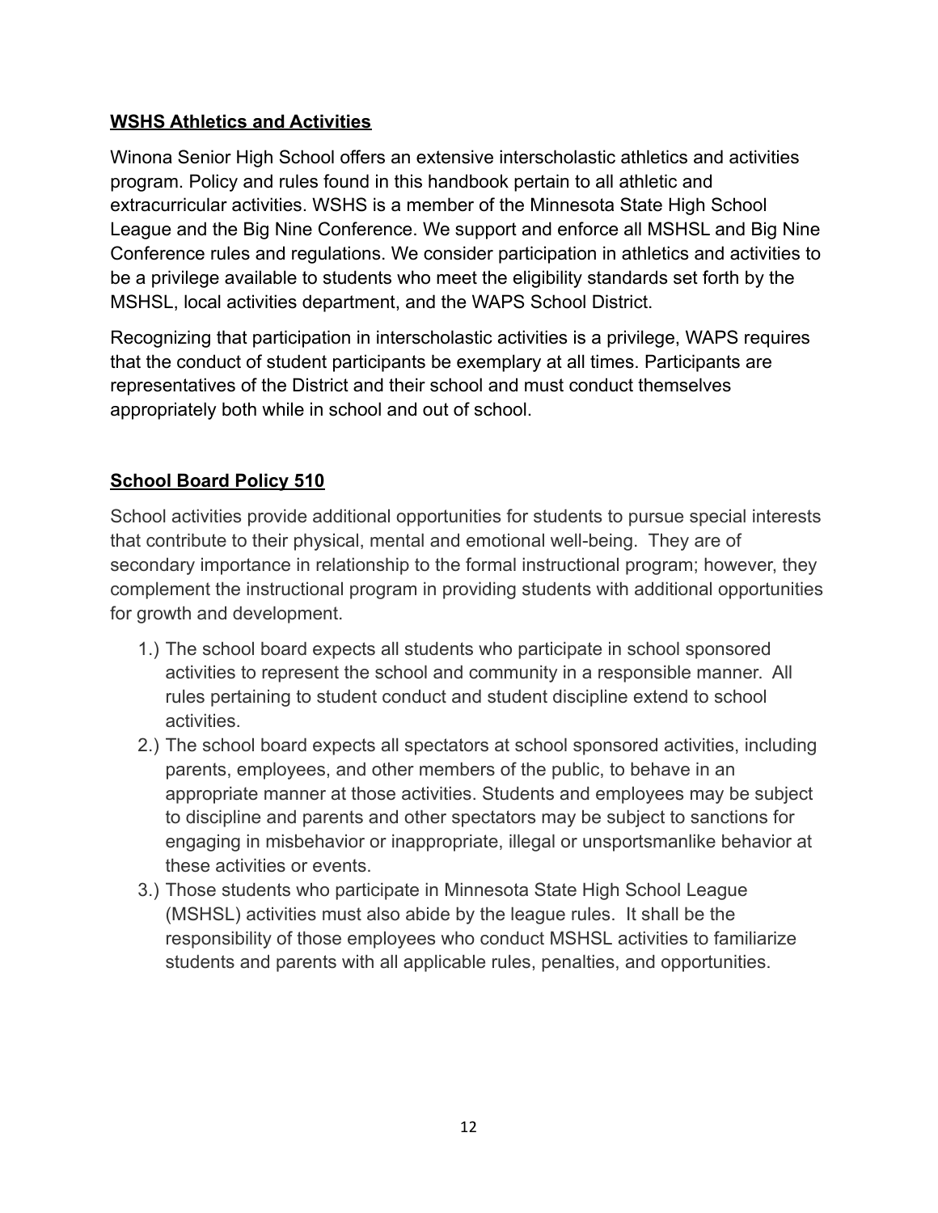## WSHS Athletics and Activities

Winona Senior High School offers an extensive interscholastic athletics and activities program. Policy and rules found in this handbook pertain to all athletic and extracurricular activities. WSHS is a member of the Minnesota State High School League and the Big Nine Conference. We support and enforce all MSHSL and Big Nine Conference rules and regulations. We consider participation in athletics and activities to be a privilege available to students who meet the eligibility standards set forth by the MSHSL, local activities department, and the WAPS School District.

Recognizing that participation in interscholastic activities is a privilege, WAPS requires that the conduct of student participants be exemplary at all times. Participants are representatives of the District and their school and must conduct themselves appropriately both while in school and out of school.

## School Board Policy 510

School activities provide additional opportunities for students to pursue special interests that contribute to their physical, mental and emotional well-being. They are of secondary importance in relationship to the formal instructional program; however, they complement the instructional program in providing students with additional opportunities for growth and development.

1.) The school board expects all students who participate in school sponsored activities to represent the school and community in a responsible manner. All rules pertaining to student conduct and student discipline extend to school activities.
2.) The school board expects all spectators at school sponsored activities, including parents, employees, and other members of the public, to behave in an appropriate manner at those activities. Students and employees may be subject to discipline and parents and other spectators may be subject to sanctions for engaging in misbehavior or inappropriate, illegal or unsportsmanlike behavior at these activities or events.
3.) Those students who participate in Minnesota State High School League (MSHSL) activities must also abide by the league rules. It shall be the responsibility of those employees who conduct MSHSL activities to familiarize students and parents with all applicable rules, penalties, and opportunities.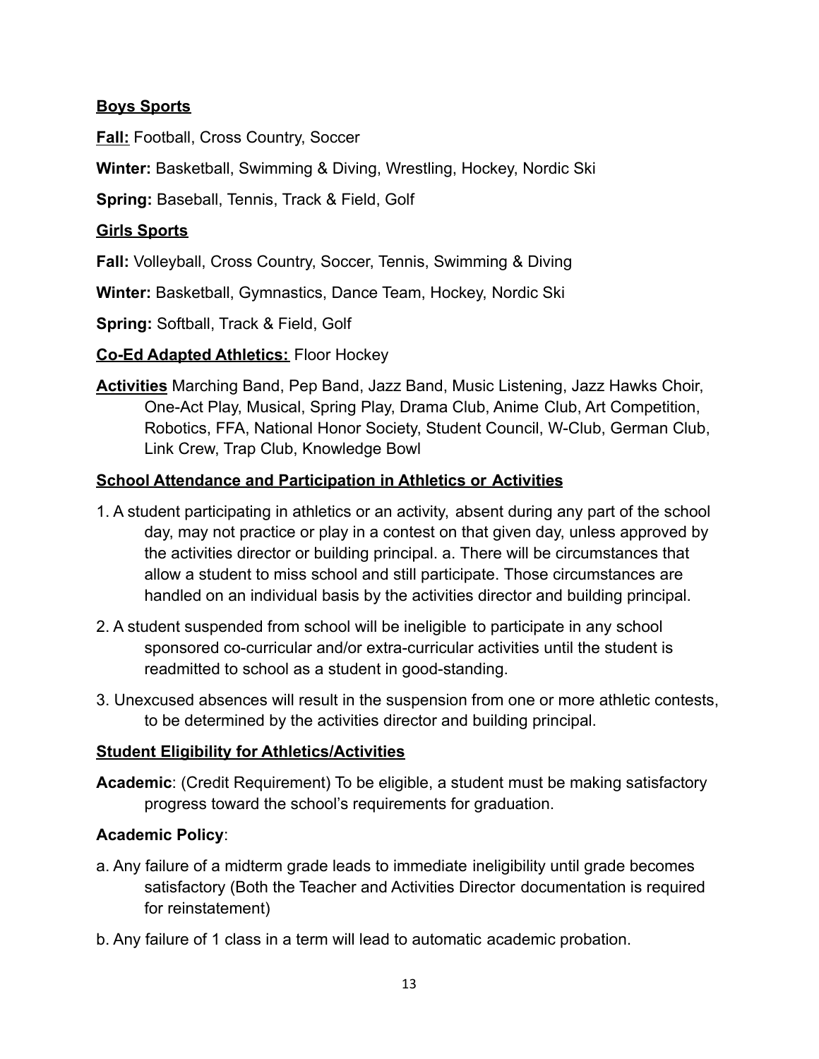**Boys Sports**

**Fall:** Football, Cross Country, Soccer

**Winter:** Basketball, Swimming & Diving, Wrestling, Hockey, Nordic Ski

**Spring:** Baseball, Tennis, Track & Field, Golf

**Girls Sports**

**Fall:** Volleyball, Cross Country, Soccer, Tennis, Swimming & Diving

**Winter:** Basketball, Gymnastics, Dance Team, Hockey, Nordic Ski

**Spring:** Softball, Track & Field, Golf

**Co-Ed Adapted Athletics:** Floor Hockey

**Activities** Marching Band, Pep Band, Jazz Band, Music Listening, Jazz Hawks Choir, One-Act Play, Musical, Spring Play, Drama Club, Anime Club, Art Competition, Robotics, FFA, National Honor Society, Student Council, W-Club, German Club, Link Crew, Trap Club, Knowledge Bowl

**School Attendance and Participation in Athletics or Activities**

1. A student participating in athletics or an activity, absent during any part of the school day, may not practice or play in a contest on that given day, unless approved by the activities director or building principal. a. There will be circumstances that allow a student to miss school and still participate. Those circumstances are handled on an individual basis by the activities director and building principal.
2. A student suspended from school will be ineligible to participate in any school sponsored co-curricular and/or extra-curricular activities until the student is readmitted to school as a student in good-standing.
3. Unexcused absences will result in the suspension from one or more athletic contests, to be determined by the activities director and building principal.

**Student Eligibility for Athletics/Activities**

**Academic**: (Credit Requirement) To be eligible, a student must be making satisfactory progress toward the school's requirements for graduation.

**Academic Policy**:

a. Any failure of a midterm grade leads to immediate ineligibility until grade becomes satisfactory (Both the Teacher and Activities Director documentation is required for reinstatement)

b. Any failure of 1 class in a term will lead to automatic academic probation.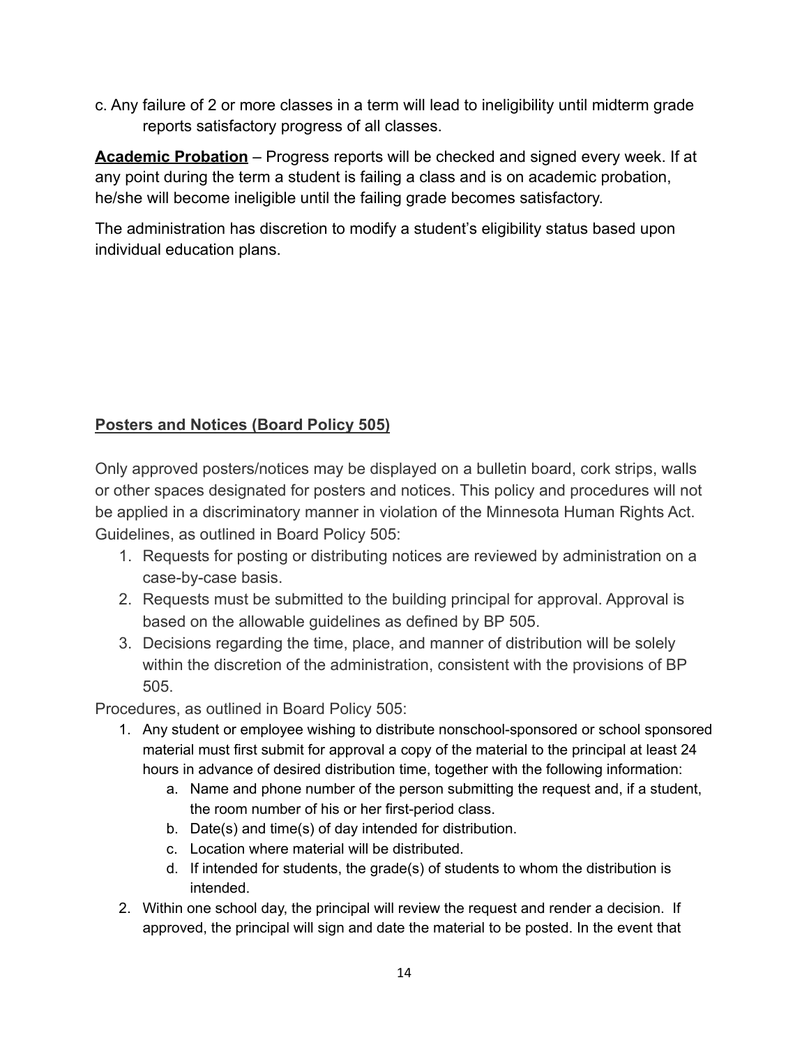c. Any failure of 2 or more classes in a term will lead to ineligibility until midterm grade reports satisfactory progress of all classes.

**Academic Probation** – Progress reports will be checked and signed every week. If at any point during the term a student is failing a class and is on academic probation, he/she will become ineligible until the failing grade becomes satisfactory.

The administration has discretion to modify a student's eligibility status based upon individual education plans.

## Posters and Notices (Board Policy 505)

Only approved posters/notices may be displayed on a bulletin board, cork strips, walls or other spaces designated for posters and notices. This policy and procedures will not be applied in a discriminatory manner in violation of the Minnesota Human Rights Act. Guidelines, as outlined in Board Policy 505:

1. Requests for posting or distributing notices are reviewed by administration on a case-by-case basis.
2. Requests must be submitted to the building principal for approval. Approval is based on the allowable guidelines as defined by BP 505.
3. Decisions regarding the time, place, and manner of distribution will be solely within the discretion of the administration, consistent with the provisions of BP 505.

Procedures, as outlined in Board Policy 505:

1. Any student or employee wishing to distribute nonschool-sponsored or school sponsored material must first submit for approval a copy of the material to the principal at least 24 hours in advance of desired distribution time, together with the following information:
   a. Name and phone number of the person submitting the request and, if a student, the room number of his or her first-period class.
   b. Date(s) and time(s) of day intended for distribution.
   c. Location where material will be distributed.
   d. If intended for students, the grade(s) of students to whom the distribution is intended.
2. Within one school day, the principal will review the request and render a decision. If approved, the principal will sign and date the material to be posted. In the event that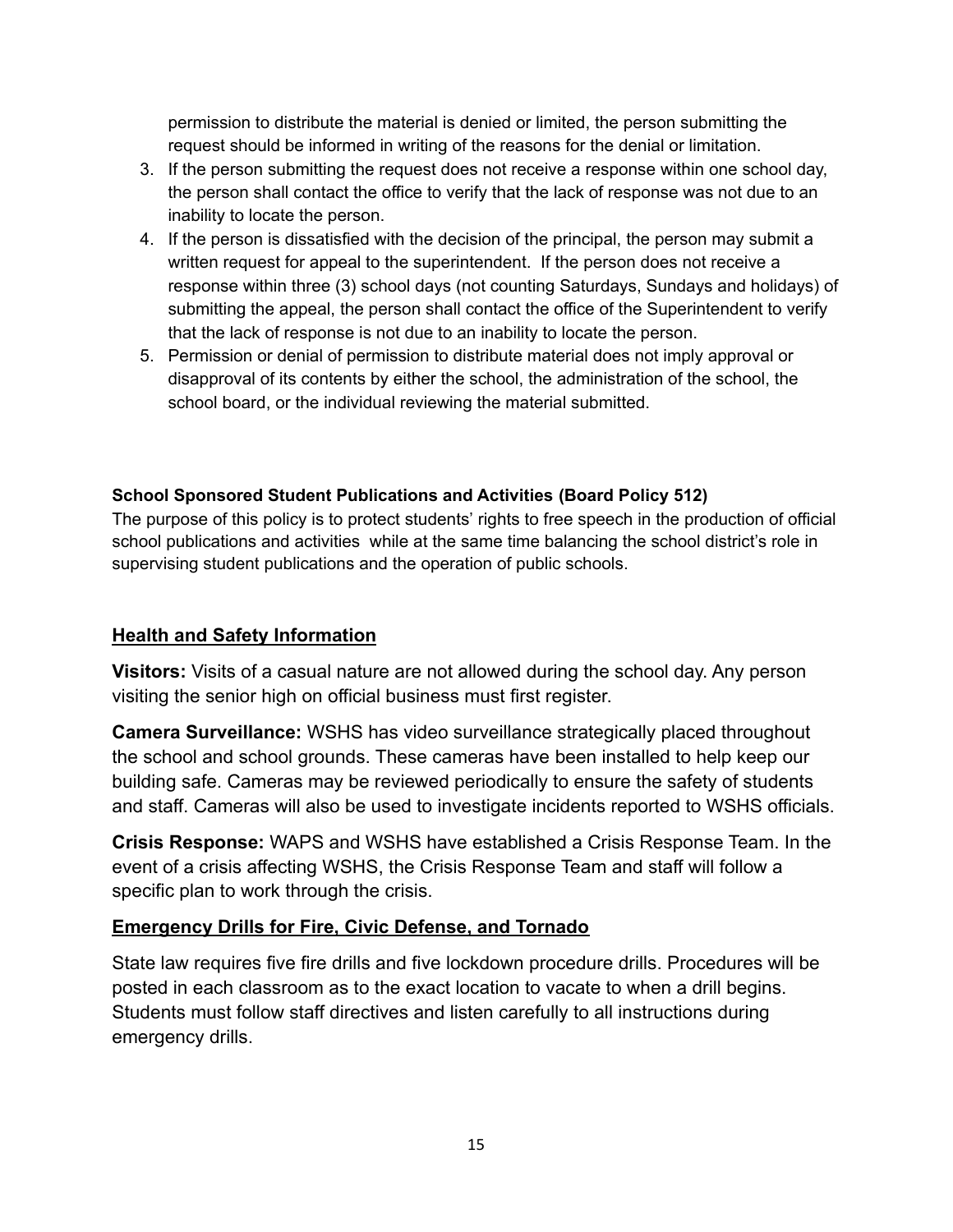permission to distribute the material is denied or limited, the person submitting the request should be informed in writing of the reasons for the denial or limitation.

3. If the person submitting the request does not receive a response within one school day, the person shall contact the office to verify that the lack of response was not due to an inability to locate the person.
4. If the person is dissatisfied with the decision of the principal, the person may submit a written request for appeal to the superintendent. If the person does not receive a response within three (3) school days (not counting Saturdays, Sundays and holidays) of submitting the appeal, the person shall contact the office of the Superintendent to verify that the lack of response is not due to an inability to locate the person.
5. Permission or denial of permission to distribute material does not imply approval or disapproval of its contents by either the school, the administration of the school, the school board, or the individual reviewing the material submitted.

**School Sponsored Student Publications and Activities (Board Policy 512)**

The purpose of this policy is to protect students' rights to free speech in the production of official school publications and activities while at the same time balancing the school district's role in supervising student publications and the operation of public schools.

## Health and Safety Information

**Visitors:** Visits of a casual nature are not allowed during the school day. Any person visiting the senior high on official business must first register.

**Camera Surveillance:** WSHS has video surveillance strategically placed throughout the school and school grounds. These cameras have been installed to help keep our building safe. Cameras may be reviewed periodically to ensure the safety of students and staff. Cameras will also be used to investigate incidents reported to WSHS officials.

**Crisis Response:** WAPS and WSHS have established a Crisis Response Team. In the event of a crisis affecting WSHS, the Crisis Response Team and staff will follow a specific plan to work through the crisis.

## Emergency Drills for Fire, Civic Defense, and Tornado

State law requires five fire drills and five lockdown procedure drills. Procedures will be posted in each classroom as to the exact location to vacate to when a drill begins. Students must follow staff directives and listen carefully to all instructions during emergency drills.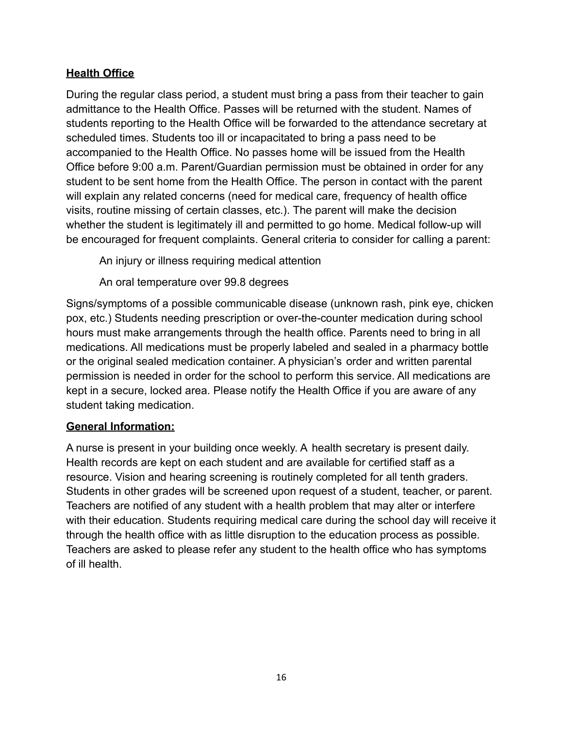**Health Office**

During the regular class period, a student must bring a pass from their teacher to gain admittance to the Health Office. Passes will be returned with the student. Names of students reporting to the Health Office will be forwarded to the attendance secretary at scheduled times. Students too ill or incapacitated to bring a pass need to be accompanied to the Health Office. No passes home will be issued from the Health Office before 9:00 a.m. Parent/Guardian permission must be obtained in order for any student to be sent home from the Health Office. The person in contact with the parent will explain any related concerns (need for medical care, frequency of health office visits, routine missing of certain classes, etc.). The parent will make the decision whether the student is legitimately ill and permitted to go home. Medical follow-up will be encouraged for frequent complaints. General criteria to consider for calling a parent:

An injury or illness requiring medical attention

An oral temperature over 99.8 degrees

Signs/symptoms of a possible communicable disease (unknown rash, pink eye, chicken pox, etc.) Students needing prescription or over-the-counter medication during school hours must make arrangements through the health office. Parents need to bring in all medications. All medications must be properly labeled and sealed in a pharmacy bottle or the original sealed medication container. A physician's order and written parental permission is needed in order for the school to perform this service. All medications are kept in a secure, locked area. Please notify the Health Office if you are aware of any student taking medication.

**General Information:**

A nurse is present in your building once weekly. A health secretary is present daily. Health records are kept on each student and are available for certified staff as a resource. Vision and hearing screening is routinely completed for all tenth graders. Students in other grades will be screened upon request of a student, teacher, or parent. Teachers are notified of any student with a health problem that may alter or interfere with their education. Students requiring medical care during the school day will receive it through the health office with as little disruption to the education process as possible. Teachers are asked to please refer any student to the health office who has symptoms of ill health.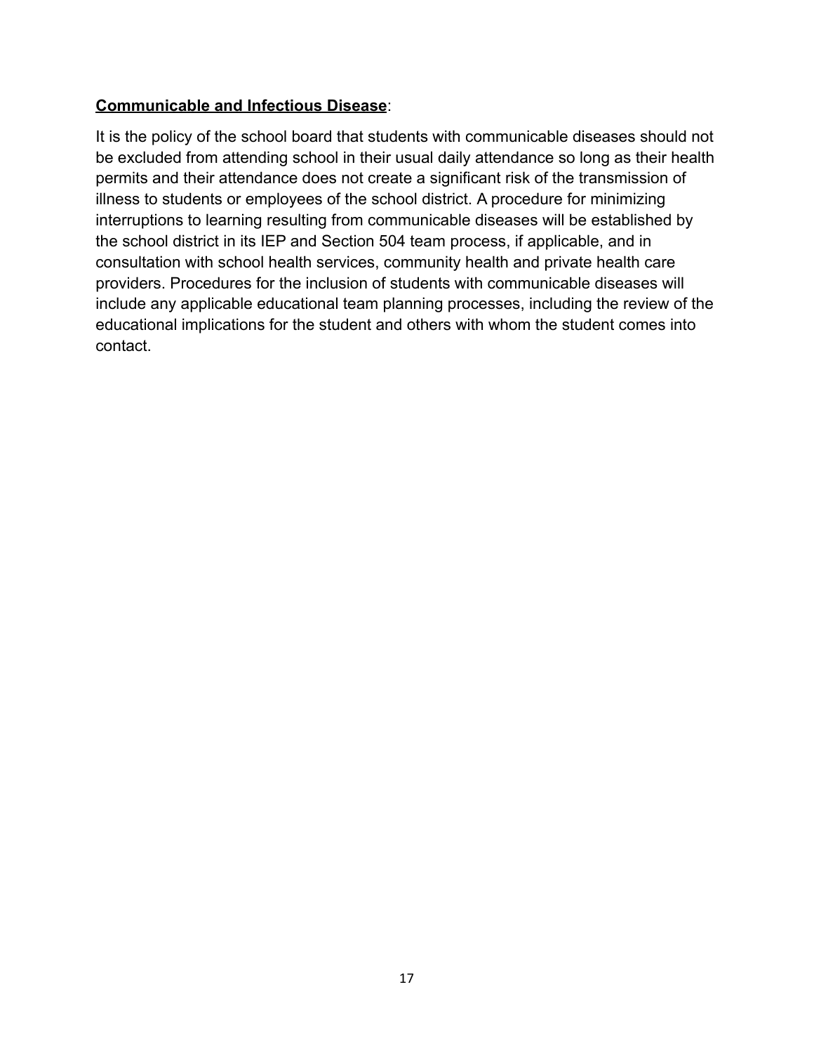**<u>Communicable and Infectious Disease</u>**:

It is the policy of the school board that students with communicable diseases should not be excluded from attending school in their usual daily attendance so long as their health permits and their attendance does not create a significant risk of the transmission of illness to students or employees of the school district. A procedure for minimizing interruptions to learning resulting from communicable diseases will be established by the school district in its IEP and Section 504 team process, if applicable, and in consultation with school health services, community health and private health care providers. Procedures for the inclusion of students with communicable diseases will include any applicable educational team planning processes, including the review of the educational implications for the student and others with whom the student comes into contact.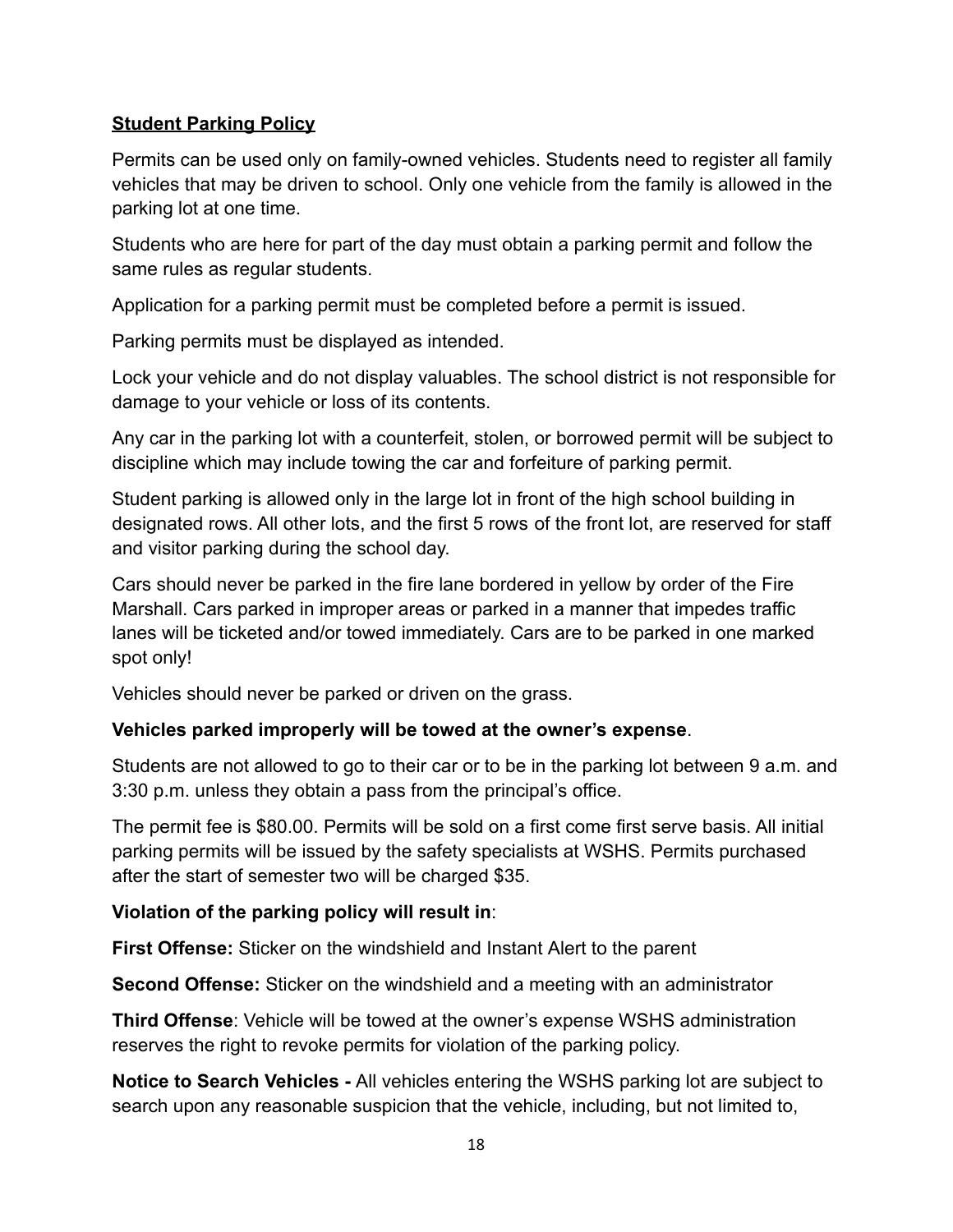**Student Parking Policy**

Permits can be used only on family-owned vehicles. Students need to register all family vehicles that may be driven to school. Only one vehicle from the family is allowed in the parking lot at one time.

Students who are here for part of the day must obtain a parking permit and follow the same rules as regular students.

Application for a parking permit must be completed before a permit is issued.

Parking permits must be displayed as intended.

Lock your vehicle and do not display valuables. The school district is not responsible for damage to your vehicle or loss of its contents.

Any car in the parking lot with a counterfeit, stolen, or borrowed permit will be subject to discipline which may include towing the car and forfeiture of parking permit.

Student parking is allowed only in the large lot in front of the high school building in designated rows. All other lots, and the first 5 rows of the front lot, are reserved for staff and visitor parking during the school day.

Cars should never be parked in the fire lane bordered in yellow by order of the Fire Marshall. Cars parked in improper areas or parked in a manner that impedes traffic lanes will be ticketed and/or towed immediately. Cars are to be parked in one marked spot only!

Vehicles should never be parked or driven on the grass.

**Vehicles parked improperly will be towed at the owner's expense**.

Students are not allowed to go to their car or to be in the parking lot between 9 a.m. and 3:30 p.m. unless they obtain a pass from the principal's office.

The permit fee is $80.00. Permits will be sold on a first come first serve basis. All initial parking permits will be issued by the safety specialists at WSHS. Permits purchased after the start of semester two will be charged $35.

**Violation of the parking policy will result in**:

**First Offense:** Sticker on the windshield and Instant Alert to the parent

**Second Offense:** Sticker on the windshield and a meeting with an administrator

**Third Offense**: Vehicle will be towed at the owner's expense WSHS administration reserves the right to revoke permits for violation of the parking policy.

**Notice to Search Vehicles -** All vehicles entering the WSHS parking lot are subject to search upon any reasonable suspicion that the vehicle, including, but not limited to,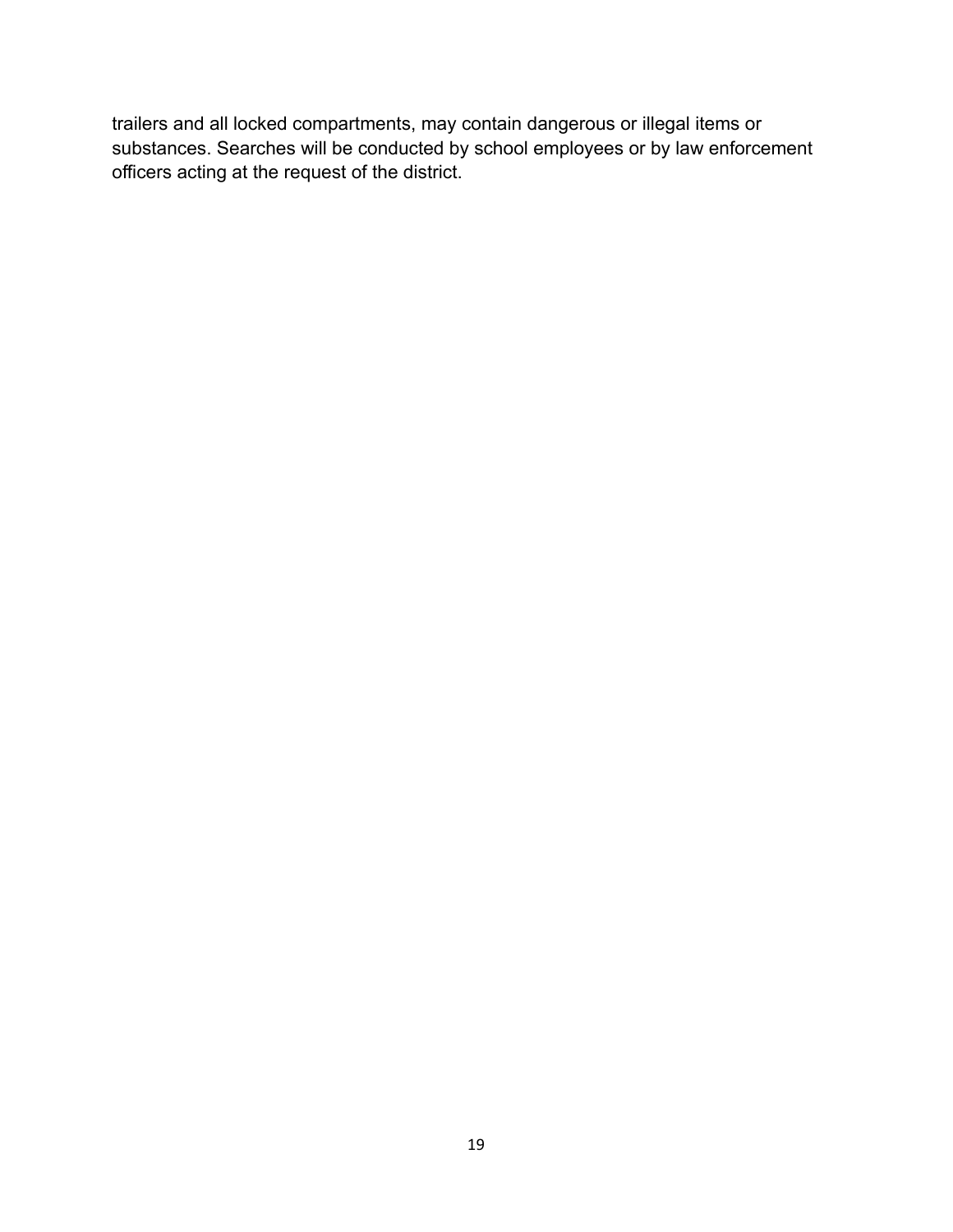trailers and all locked compartments, may contain dangerous or illegal items or substances. Searches will be conducted by school employees or by law enforcement officers acting at the request of the district.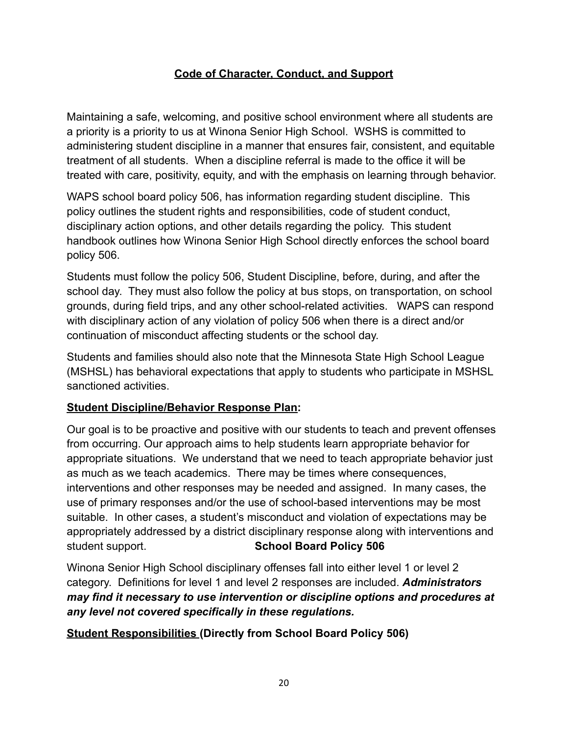## Code of Character, Conduct, and Support

Maintaining a safe, welcoming, and positive school environment where all students are a priority is a priority to us at Winona Senior High School. WSHS is committed to administering student discipline in a manner that ensures fair, consistent, and equitable treatment of all students. When a discipline referral is made to the office it will be treated with care, positivity, equity, and with the emphasis on learning through behavior.

WAPS school board policy 506, has information regarding student discipline. This policy outlines the student rights and responsibilities, code of student conduct, disciplinary action options, and other details regarding the policy. This student handbook outlines how Winona Senior High School directly enforces the school board policy 506.

Students must follow the policy 506, Student Discipline, before, during, and after the school day. They must also follow the policy at bus stops, on transportation, on school grounds, during field trips, and any other school-related activities. WAPS can respond with disciplinary action of any violation of policy 506 when there is a direct and/or continuation of misconduct affecting students or the school day.

Students and families should also note that the Minnesota State High School League (MSHSL) has behavioral expectations that apply to students who participate in MSHSL sanctioned activities.

**Student Discipline/Behavior Response Plan:**

Our goal is to be proactive and positive with our students to teach and prevent offenses from occurring. Our approach aims to help students learn appropriate behavior for appropriate situations. We understand that we need to teach appropriate behavior just as much as we teach academics. There may be times where consequences, interventions and other responses may be needed and assigned. In many cases, the use of primary responses and/or the use of school-based interventions may be most suitable. In other cases, a student's misconduct and violation of expectations may be appropriately addressed by a district disciplinary response along with interventions and student support. **School Board Policy 506**

Winona Senior High School disciplinary offenses fall into either level 1 or level 2 category. Definitions for level 1 and level 2 responses are included. ***Administrators may find it necessary to use intervention or discipline options and procedures at any level not covered specifically in these regulations.***

**Student Responsibilities (Directly from School Board Policy 506)**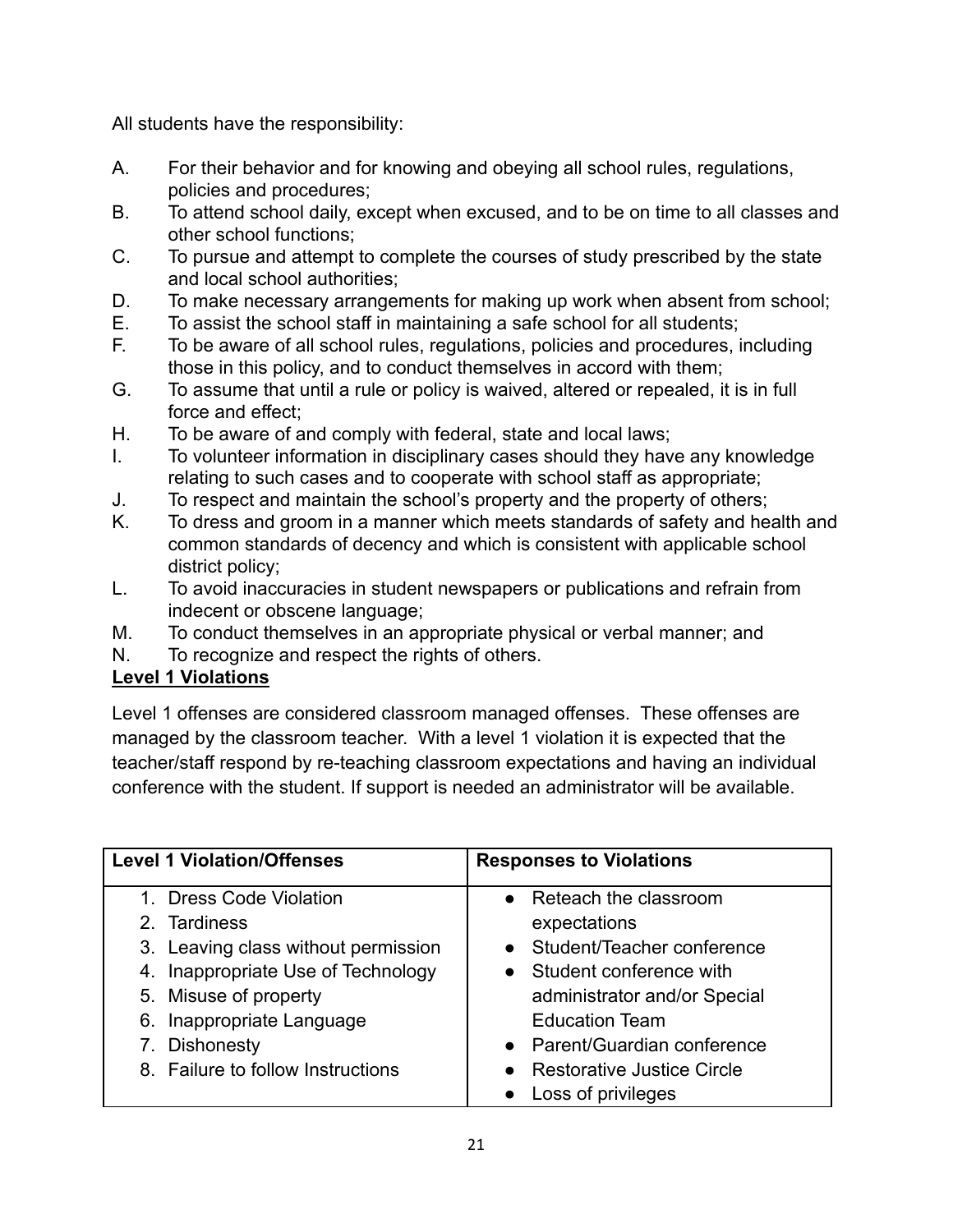All students have the responsibility:

A. For their behavior and for knowing and obeying all school rules, regulations, policies and procedures;
B. To attend school daily, except when excused, and to be on time to all classes and other school functions;
C. To pursue and attempt to complete the courses of study prescribed by the state and local school authorities;
D. To make necessary arrangements for making up work when absent from school;
E. To assist the school staff in maintaining a safe school for all students;
F. To be aware of all school rules, regulations, policies and procedures, including those in this policy, and to conduct themselves in accord with them;
G. To assume that until a rule or policy is waived, altered or repealed, it is in full force and effect;
H. To be aware of and comply with federal, state and local laws;
I. To volunteer information in disciplinary cases should they have any knowledge relating to such cases and to cooperate with school staff as appropriate;
J. To respect and maintain the school's property and the property of others;
K. To dress and groom in a manner which meets standards of safety and health and common standards of decency and which is consistent with applicable school district policy;
L. To avoid inaccuracies in student newspapers or publications and refrain from indecent or obscene language;
M. To conduct themselves in an appropriate physical or verbal manner; and
N. To recognize and respect the rights of others.

**<u>Level 1 Violations</u>**

Level 1 offenses are considered classroom managed offenses. These offenses are managed by the classroom teacher. With a level 1 violation it is expected that the teacher/staff respond by re-teaching classroom expectations and having an individual conference with the student. If support is needed an administrator will be available.

| Level 1 Violation/Offenses | Responses to Violations |
|---|---|
| 1. Dress Code Violation<br>2. Tardiness<br>3. Leaving class without permission<br>4. Inappropriate Use of Technology<br>5. Misuse of property<br>6. Inappropriate Language<br>7. Dishonesty<br>8. Failure to follow Instructions | • Reteach the classroom expectations<br>• Student/Teacher conference<br>• Student conference with administrator and/or Special Education Team<br>• Parent/Guardian conference<br>• Restorative Justice Circle<br>• Loss of privileges |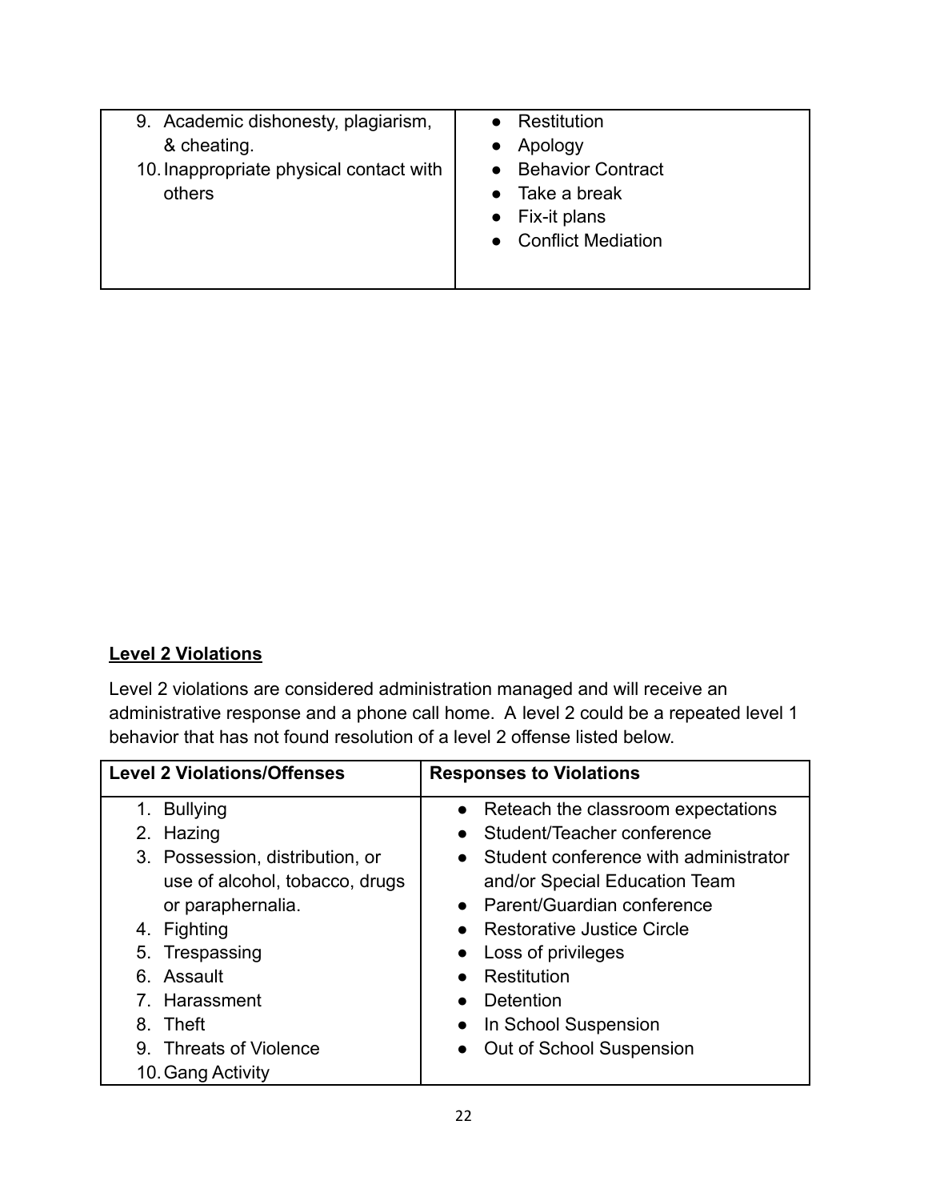| | |
|---|---|
| 9. Academic dishonesty, plagiarism, & cheating.<br>10. Inappropriate physical contact with others | • Restitution<br>• Apology<br>• Behavior Contract<br>• Take a break<br>• Fix-it plans<br>• Conflict Mediation |

**Level 2 Violations**

Level 2 violations are considered administration managed and will receive an administrative response and a phone call home. A level 2 could be a repeated level 1 behavior that has not found resolution of a level 2 offense listed below.

| Level 2 Violations/Offenses | Responses to Violations |
|---|---|
| 1. Bullying<br>2. Hazing<br>3. Possession, distribution, or use of alcohol, tobacco, drugs or paraphernalia.<br>4. Fighting<br>5. Trespassing<br>6. Assault<br>7. Harassment<br>8. Theft<br>9. Threats of Violence<br>10. Gang Activity | • Reteach the classroom expectations<br>• Student/Teacher conference<br>• Student conference with administrator and/or Special Education Team<br>• Parent/Guardian conference<br>• Restorative Justice Circle<br>• Loss of privileges<br>• Restitution<br>• Detention<br>• In School Suspension<br>• Out of School Suspension |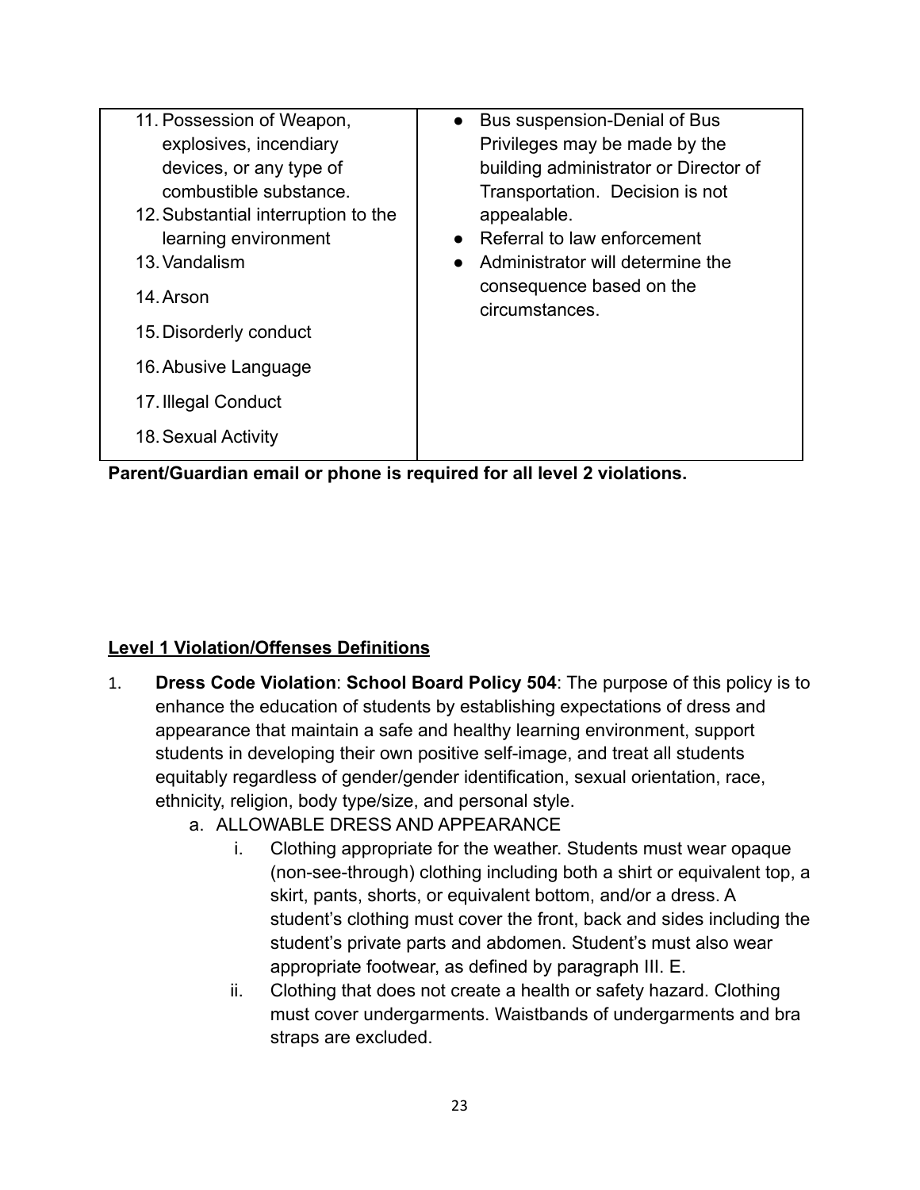| | |
|---|---|
| 11. Possession of Weapon, explosives, incendiary devices, or any type of combustible substance.<br>12. Substantial interruption to the learning environment<br>13. Vandalism<br>14. Arson<br>15. Disorderly conduct<br>16. Abusive Language<br>17. Illegal Conduct<br>18. Sexual Activity | • Bus suspension-Denial of Bus Privileges may be made by the building administrator or Director of Transportation. Decision is not appealable.<br>• Referral to law enforcement<br>• Administrator will determine the consequence based on the circumstances. |

**Parent/Guardian email or phone is required for all level 2 violations.**

## Level 1 Violation/Offenses Definitions

1. **Dress Code Violation**: **School Board Policy 504**: The purpose of this policy is to enhance the education of students by establishing expectations of dress and appearance that maintain a safe and healthy learning environment, support students in developing their own positive self-image, and treat all students equitably regardless of gender/gender identification, sexual orientation, race, ethnicity, religion, body type/size, and personal style.
    a. ALLOWABLE DRESS AND APPEARANCE
        i. Clothing appropriate for the weather. Students must wear opaque (non-see-through) clothing including both a shirt or equivalent top, a skirt, pants, shorts, or equivalent bottom, and/or a dress. A student's clothing must cover the front, back and sides including the student's private parts and abdomen. Student's must also wear appropriate footwear, as defined by paragraph III. E.
        ii. Clothing that does not create a health or safety hazard. Clothing must cover undergarments. Waistbands of undergarments and bra straps are excluded.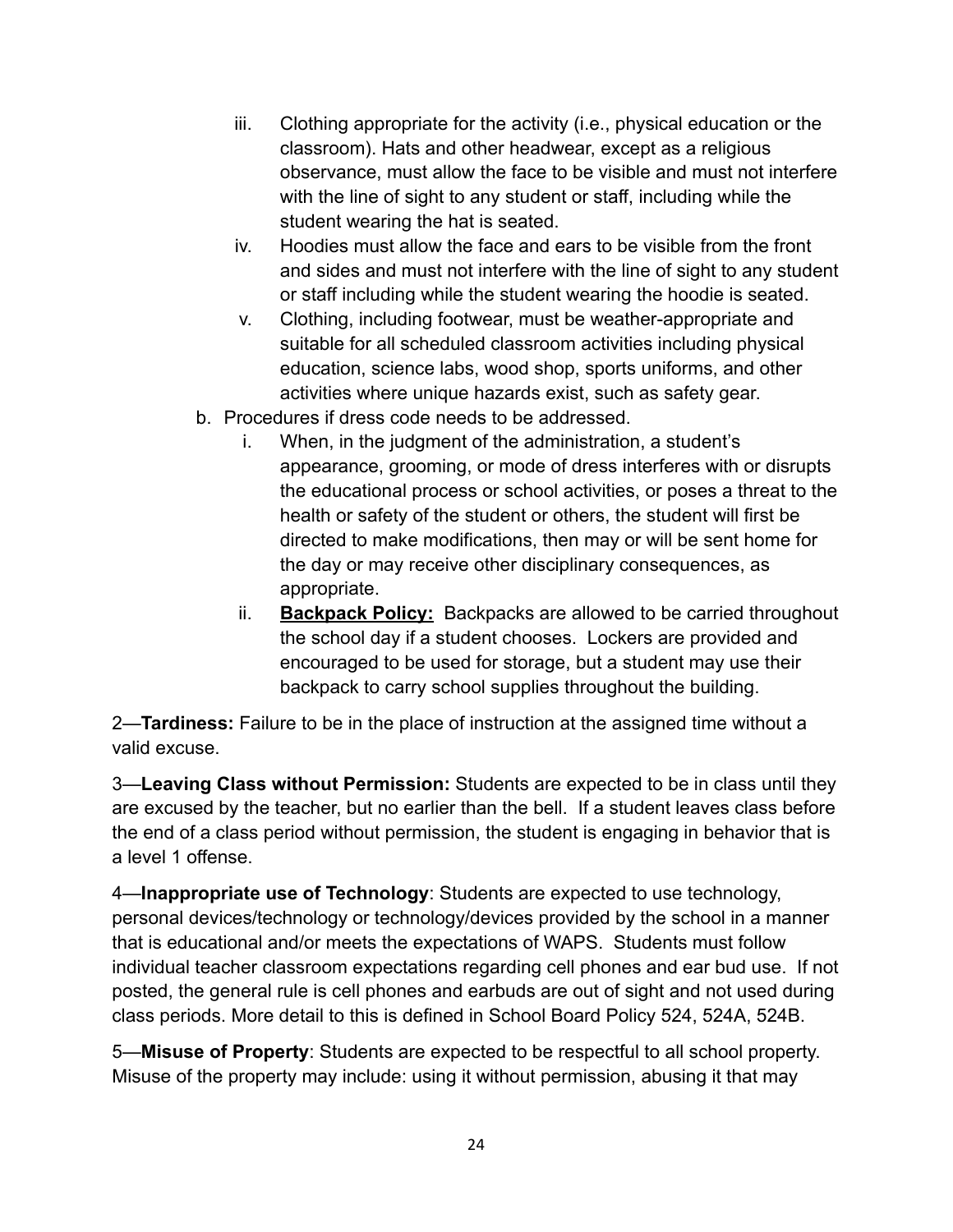iii. Clothing appropriate for the activity (i.e., physical education or the classroom). Hats and other headwear, except as a religious observance, must allow the face to be visible and must not interfere with the line of sight to any student or staff, including while the student wearing the hat is seated.
   iv. Hoodies must allow the face and ears to be visible from the front and sides and must not interfere with the line of sight to any student or staff including while the student wearing the hoodie is seated.
   v. Clothing, including footwear, must be weather-appropriate and suitable for all scheduled classroom activities including physical education, science labs, wood shop, sports uniforms, and other activities where unique hazards exist, such as safety gear.

b. Procedures if dress code needs to be addressed.
   i. When, in the judgment of the administration, a student's appearance, grooming, or mode of dress interferes with or disrupts the educational process or school activities, or poses a threat to the health or safety of the student or others, the student will first be directed to make modifications, then may or will be sent home for the day or may receive other disciplinary consequences, as appropriate.
   ii. **<u>Backpack Policy:</u>** Backpacks are allowed to be carried throughout the school day if a student chooses. Lockers are provided and encouraged to be used for storage, but a student may use their backpack to carry school supplies throughout the building.

2—**Tardiness:** Failure to be in the place of instruction at the assigned time without a valid excuse.

3—**Leaving Class without Permission:** Students are expected to be in class until they are excused by the teacher, but no earlier than the bell. If a student leaves class before the end of a class period without permission, the student is engaging in behavior that is a level 1 offense.

4—**Inappropriate use of Technology**: Students are expected to use technology, personal devices/technology or technology/devices provided by the school in a manner that is educational and/or meets the expectations of WAPS. Students must follow individual teacher classroom expectations regarding cell phones and ear bud use. If not posted, the general rule is cell phones and earbuds are out of sight and not used during class periods. More detail to this is defined in School Board Policy 524, 524A, 524B.

5—**Misuse of Property**: Students are expected to be respectful to all school property. Misuse of the property may include: using it without permission, abusing it that may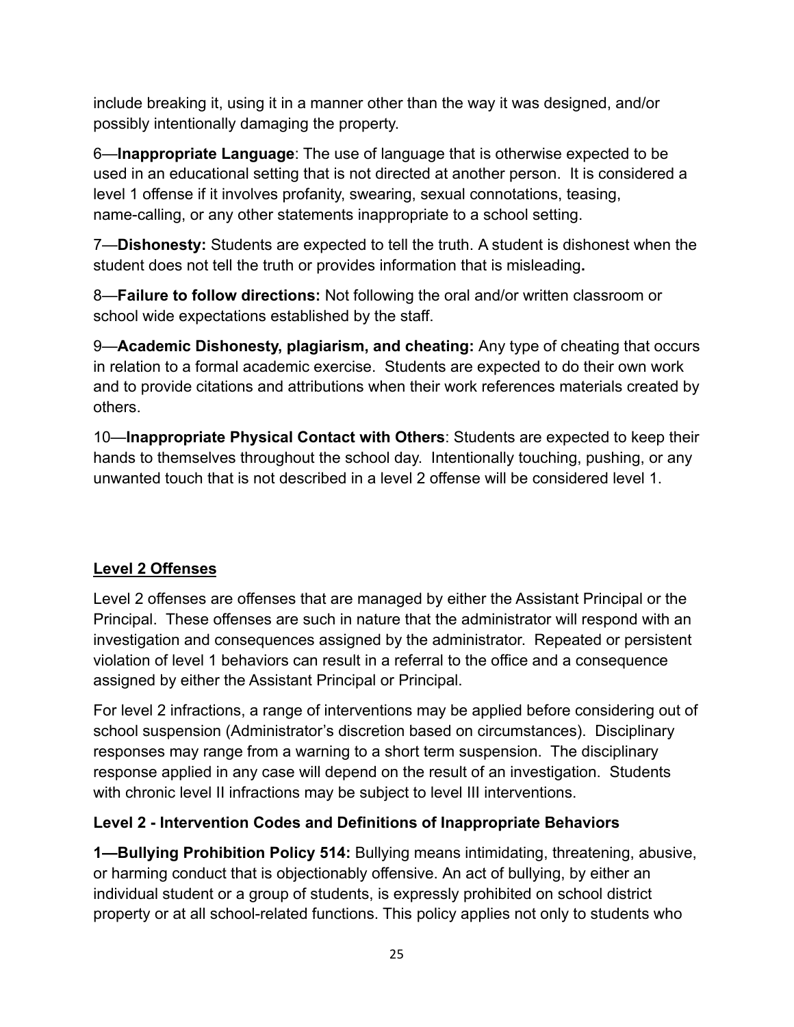include breaking it, using it in a manner other than the way it was designed, and/or possibly intentionally damaging the property.

6—**Inappropriate Language**: The use of language that is otherwise expected to be used in an educational setting that is not directed at another person. It is considered a level 1 offense if it involves profanity, swearing, sexual connotations, teasing, name-calling, or any other statements inappropriate to a school setting.

7—**Dishonesty:** Students are expected to tell the truth. A student is dishonest when the student does not tell the truth or provides information that is misleading**.**

8—**Failure to follow directions:** Not following the oral and/or written classroom or school wide expectations established by the staff.

9—**Academic Dishonesty, plagiarism, and cheating:** Any type of cheating that occurs in relation to a formal academic exercise. Students are expected to do their own work and to provide citations and attributions when their work references materials created by others.

10—**Inappropriate Physical Contact with Others**: Students are expected to keep their hands to themselves throughout the school day. Intentionally touching, pushing, or any unwanted touch that is not described in a level 2 offense will be considered level 1.

## Level 2 Offenses

Level 2 offenses are offenses that are managed by either the Assistant Principal or the Principal. These offenses are such in nature that the administrator will respond with an investigation and consequences assigned by the administrator. Repeated or persistent violation of level 1 behaviors can result in a referral to the office and a consequence assigned by either the Assistant Principal or Principal.

For level 2 infractions, a range of interventions may be applied before considering out of school suspension (Administrator's discretion based on circumstances). Disciplinary responses may range from a warning to a short term suspension. The disciplinary response applied in any case will depend on the result of an investigation. Students with chronic level II infractions may be subject to level III interventions.

### Level 2 - Intervention Codes and Definitions of Inappropriate Behaviors

**1—Bullying Prohibition Policy 514:** Bullying means intimidating, threatening, abusive, or harming conduct that is objectionably offensive. An act of bullying, by either an individual student or a group of students, is expressly prohibited on school district property or at all school-related functions. This policy applies not only to students who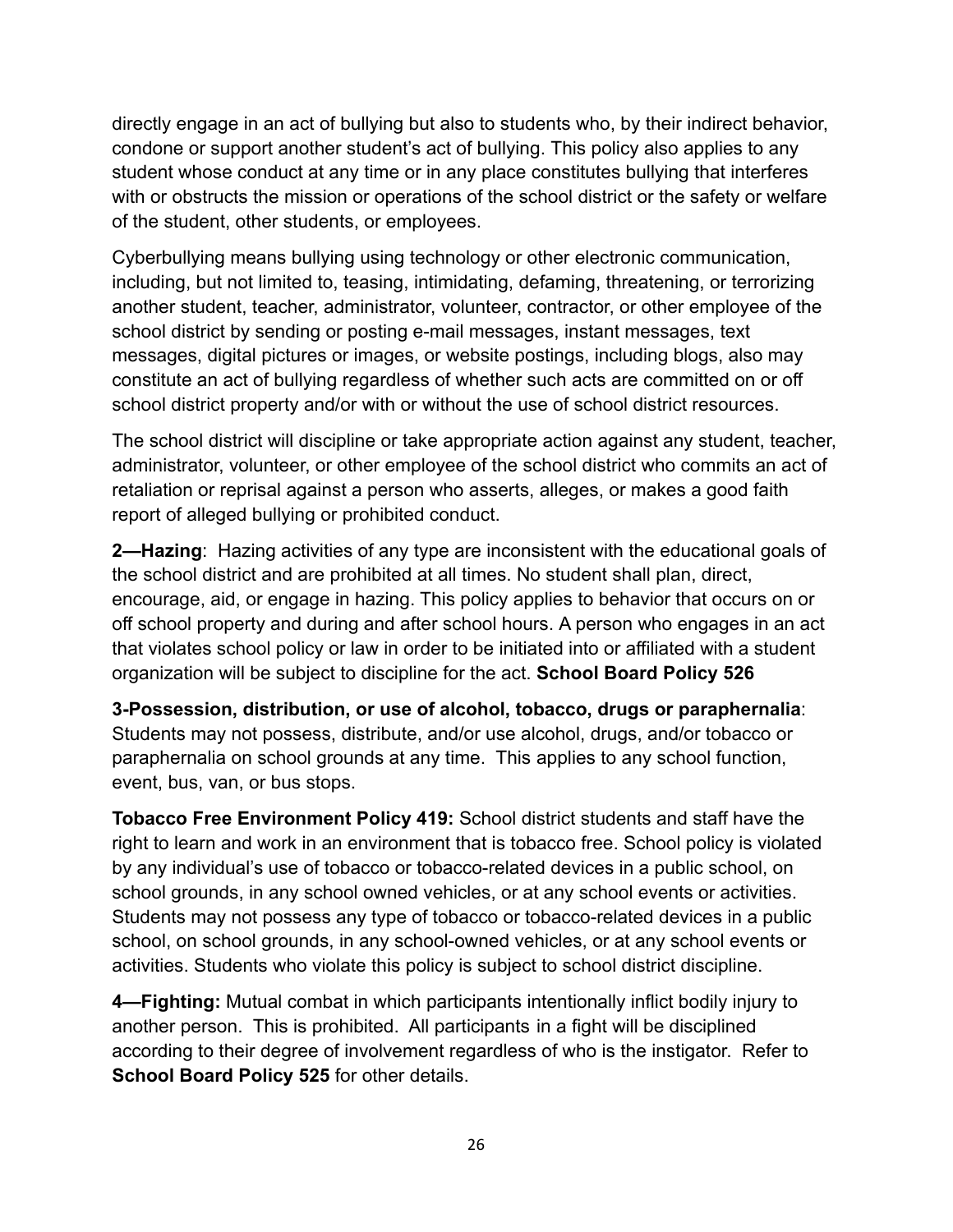directly engage in an act of bullying but also to students who, by their indirect behavior, condone or support another student's act of bullying. This policy also applies to any student whose conduct at any time or in any place constitutes bullying that interferes with or obstructs the mission or operations of the school district or the safety or welfare of the student, other students, or employees.

Cyberbullying means bullying using technology or other electronic communication, including, but not limited to, teasing, intimidating, defaming, threatening, or terrorizing another student, teacher, administrator, volunteer, contractor, or other employee of the school district by sending or posting e-mail messages, instant messages, text messages, digital pictures or images, or website postings, including blogs, also may constitute an act of bullying regardless of whether such acts are committed on or off school district property and/or with or without the use of school district resources.

The school district will discipline or take appropriate action against any student, teacher, administrator, volunteer, or other employee of the school district who commits an act of retaliation or reprisal against a person who asserts, alleges, or makes a good faith report of alleged bullying or prohibited conduct.

**2—Hazing**: Hazing activities of any type are inconsistent with the educational goals of the school district and are prohibited at all times. No student shall plan, direct, encourage, aid, or engage in hazing. This policy applies to behavior that occurs on or off school property and during and after school hours. A person who engages in an act that violates school policy or law in order to be initiated into or affiliated with a student organization will be subject to discipline for the act. **School Board Policy 526**

**3-Possession, distribution, or use of alcohol, tobacco, drugs or paraphernalia**: Students may not possess, distribute, and/or use alcohol, drugs, and/or tobacco or paraphernalia on school grounds at any time. This applies to any school function, event, bus, van, or bus stops.

**Tobacco Free Environment Policy 419:** School district students and staff have the right to learn and work in an environment that is tobacco free. School policy is violated by any individual's use of tobacco or tobacco-related devices in a public school, on school grounds, in any school owned vehicles, or at any school events or activities. Students may not possess any type of tobacco or tobacco-related devices in a public school, on school grounds, in any school-owned vehicles, or at any school events or activities. Students who violate this policy is subject to school district discipline.

**4—Fighting:** Mutual combat in which participants intentionally inflict bodily injury to another person. This is prohibited. All participants in a fight will be disciplined according to their degree of involvement regardless of who is the instigator. Refer to **School Board Policy 525** for other details.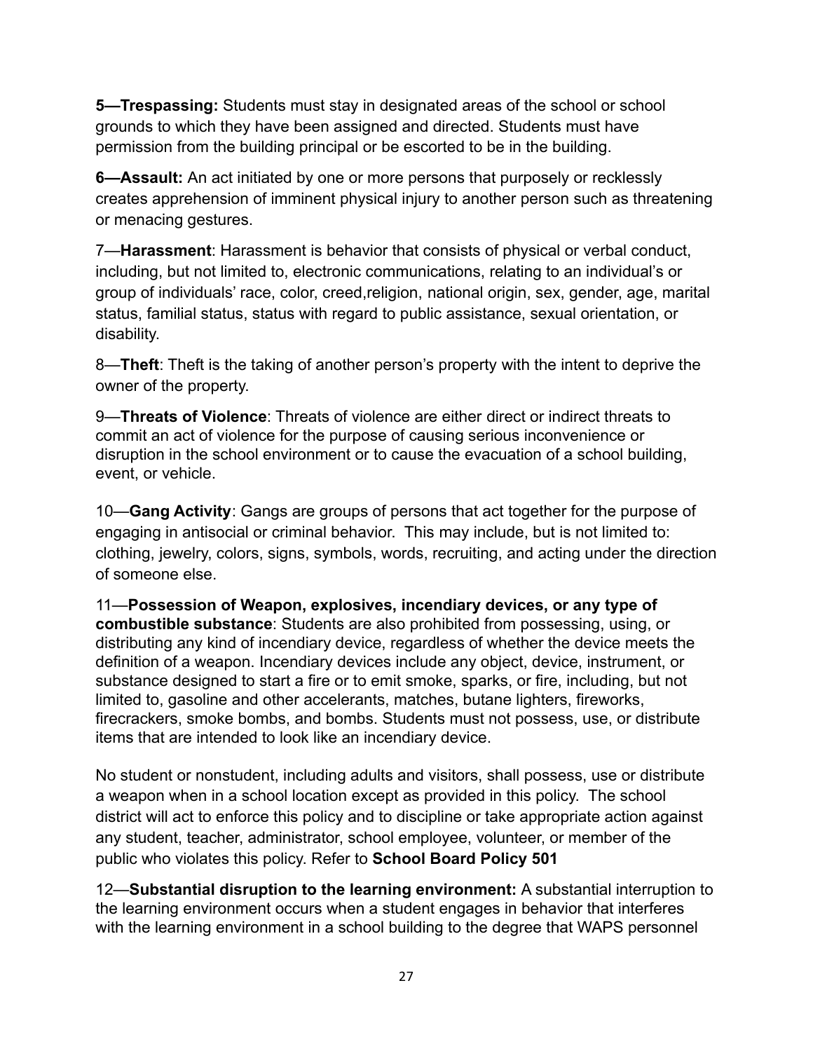**5—Trespassing:** Students must stay in designated areas of the school or school grounds to which they have been assigned and directed. Students must have permission from the building principal or be escorted to be in the building.

**6—Assault:** An act initiated by one or more persons that purposely or recklessly creates apprehension of imminent physical injury to another person such as threatening or menacing gestures.

7—**Harassment**: Harassment is behavior that consists of physical or verbal conduct, including, but not limited to, electronic communications, relating to an individual's or group of individuals' race, color, creed,religion, national origin, sex, gender, age, marital status, familial status, status with regard to public assistance, sexual orientation, or disability.

8—**Theft**: Theft is the taking of another person's property with the intent to deprive the owner of the property.

9—**Threats of Violence**: Threats of violence are either direct or indirect threats to commit an act of violence for the purpose of causing serious inconvenience or disruption in the school environment or to cause the evacuation of a school building, event, or vehicle.

10—**Gang Activity**: Gangs are groups of persons that act together for the purpose of engaging in antisocial or criminal behavior. This may include, but is not limited to: clothing, jewelry, colors, signs, symbols, words, recruiting, and acting under the direction of someone else.

11—**Possession of Weapon, explosives, incendiary devices, or any type of combustible substance**: Students are also prohibited from possessing, using, or distributing any kind of incendiary device, regardless of whether the device meets the definition of a weapon. Incendiary devices include any object, device, instrument, or substance designed to start a fire or to emit smoke, sparks, or fire, including, but not limited to, gasoline and other accelerants, matches, butane lighters, fireworks, firecrackers, smoke bombs, and bombs. Students must not possess, use, or distribute items that are intended to look like an incendiary device.

No student or nonstudent, including adults and visitors, shall possess, use or distribute a weapon when in a school location except as provided in this policy. The school district will act to enforce this policy and to discipline or take appropriate action against any student, teacher, administrator, school employee, volunteer, or member of the public who violates this policy. Refer to **School Board Policy 501**

12—**Substantial disruption to the learning environment:** A substantial interruption to the learning environment occurs when a student engages in behavior that interferes with the learning environment in a school building to the degree that WAPS personnel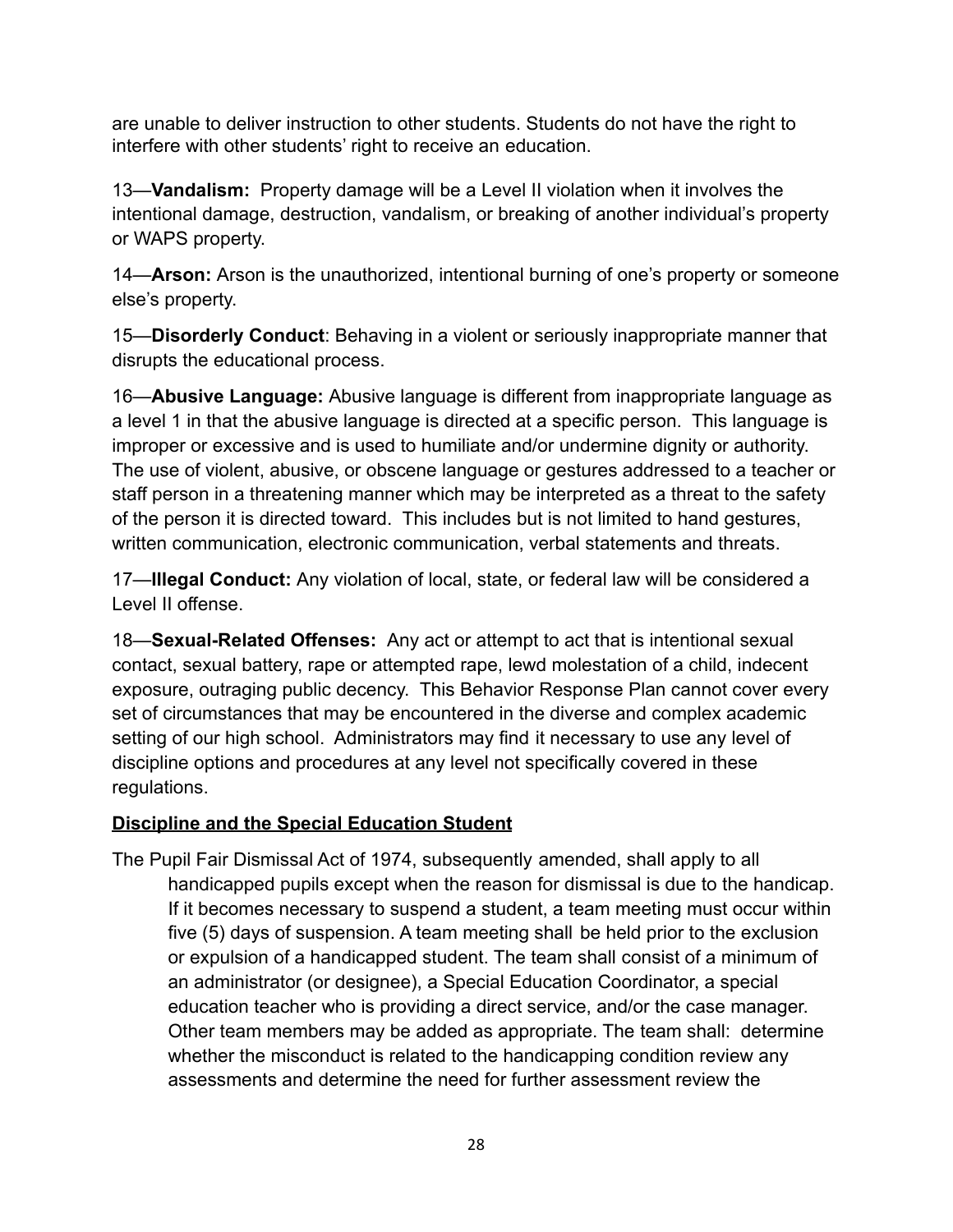are unable to deliver instruction to other students. Students do not have the right to interfere with other students' right to receive an education.

13—**Vandalism:** Property damage will be a Level II violation when it involves the intentional damage, destruction, vandalism, or breaking of another individual's property or WAPS property.

14—**Arson:** Arson is the unauthorized, intentional burning of one's property or someone else's property.

15—**Disorderly Conduct**: Behaving in a violent or seriously inappropriate manner that disrupts the educational process.

16—**Abusive Language:** Abusive language is different from inappropriate language as a level 1 in that the abusive language is directed at a specific person. This language is improper or excessive and is used to humiliate and/or undermine dignity or authority. The use of violent, abusive, or obscene language or gestures addressed to a teacher or staff person in a threatening manner which may be interpreted as a threat to the safety of the person it is directed toward. This includes but is not limited to hand gestures, written communication, electronic communication, verbal statements and threats.

17—**Illegal Conduct:** Any violation of local, state, or federal law will be considered a Level II offense.

18—**Sexual-Related Offenses:** Any act or attempt to act that is intentional sexual contact, sexual battery, rape or attempted rape, lewd molestation of a child, indecent exposure, outraging public decency. This Behavior Response Plan cannot cover every set of circumstances that may be encountered in the diverse and complex academic setting of our high school. Administrators may find it necessary to use any level of discipline options and procedures at any level not specifically covered in these regulations.

**Discipline and the Special Education Student**

The Pupil Fair Dismissal Act of 1974, subsequently amended, shall apply to all handicapped pupils except when the reason for dismissal is due to the handicap. If it becomes necessary to suspend a student, a team meeting must occur within five (5) days of suspension. A team meeting shall be held prior to the exclusion or expulsion of a handicapped student. The team shall consist of a minimum of an administrator (or designee), a Special Education Coordinator, a special education teacher who is providing a direct service, and/or the case manager. Other team members may be added as appropriate. The team shall: determine whether the misconduct is related to the handicapping condition review any assessments and determine the need for further assessment review the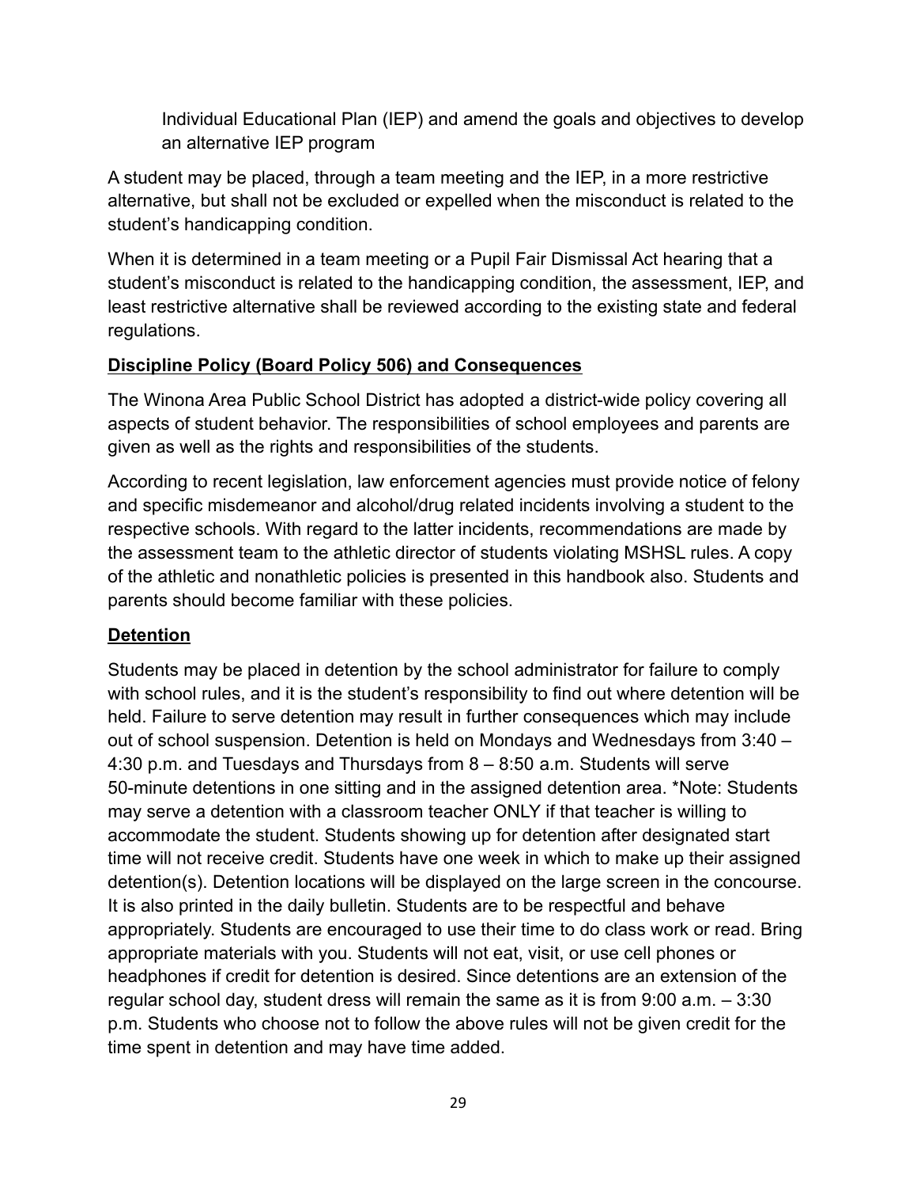Individual Educational Plan (IEP) and amend the goals and objectives to develop an alternative IEP program

A student may be placed, through a team meeting and the IEP, in a more restrictive alternative, but shall not be excluded or expelled when the misconduct is related to the student's handicapping condition.

When it is determined in a team meeting or a Pupil Fair Dismissal Act hearing that a student's misconduct is related to the handicapping condition, the assessment, IEP, and least restrictive alternative shall be reviewed according to the existing state and federal regulations.

## Discipline Policy (Board Policy 506) and Consequences

The Winona Area Public School District has adopted a district-wide policy covering all aspects of student behavior. The responsibilities of school employees and parents are given as well as the rights and responsibilities of the students.

According to recent legislation, law enforcement agencies must provide notice of felony and specific misdemeanor and alcohol/drug related incidents involving a student to the respective schools. With regard to the latter incidents, recommendations are made by the assessment team to the athletic director of students violating MSHSL rules. A copy of the athletic and nonathletic policies is presented in this handbook also. Students and parents should become familiar with these policies.

## Detention

Students may be placed in detention by the school administrator for failure to comply with school rules, and it is the student's responsibility to find out where detention will be held. Failure to serve detention may result in further consequences which may include out of school suspension. Detention is held on Mondays and Wednesdays from 3:40 – 4:30 p.m. and Tuesdays and Thursdays from 8 – 8:50 a.m. Students will serve 50-minute detentions in one sitting and in the assigned detention area. *Note: Students may serve a detention with a classroom teacher ONLY if that teacher is willing to accommodate the student. Students showing up for detention after designated start time will not receive credit. Students have one week in which to make up their assigned detention(s). Detention locations will be displayed on the large screen in the concourse. It is also printed in the daily bulletin. Students are to be respectful and behave appropriately. Students are encouraged to use their time to do class work or read. Bring appropriate materials with you. Students will not eat, visit, or use cell phones or headphones if credit for detention is desired. Since detentions are an extension of the regular school day, student dress will remain the same as it is from 9:00 a.m. – 3:30 p.m. Students who choose not to follow the above rules will not be given credit for the time spent in detention and may have time added.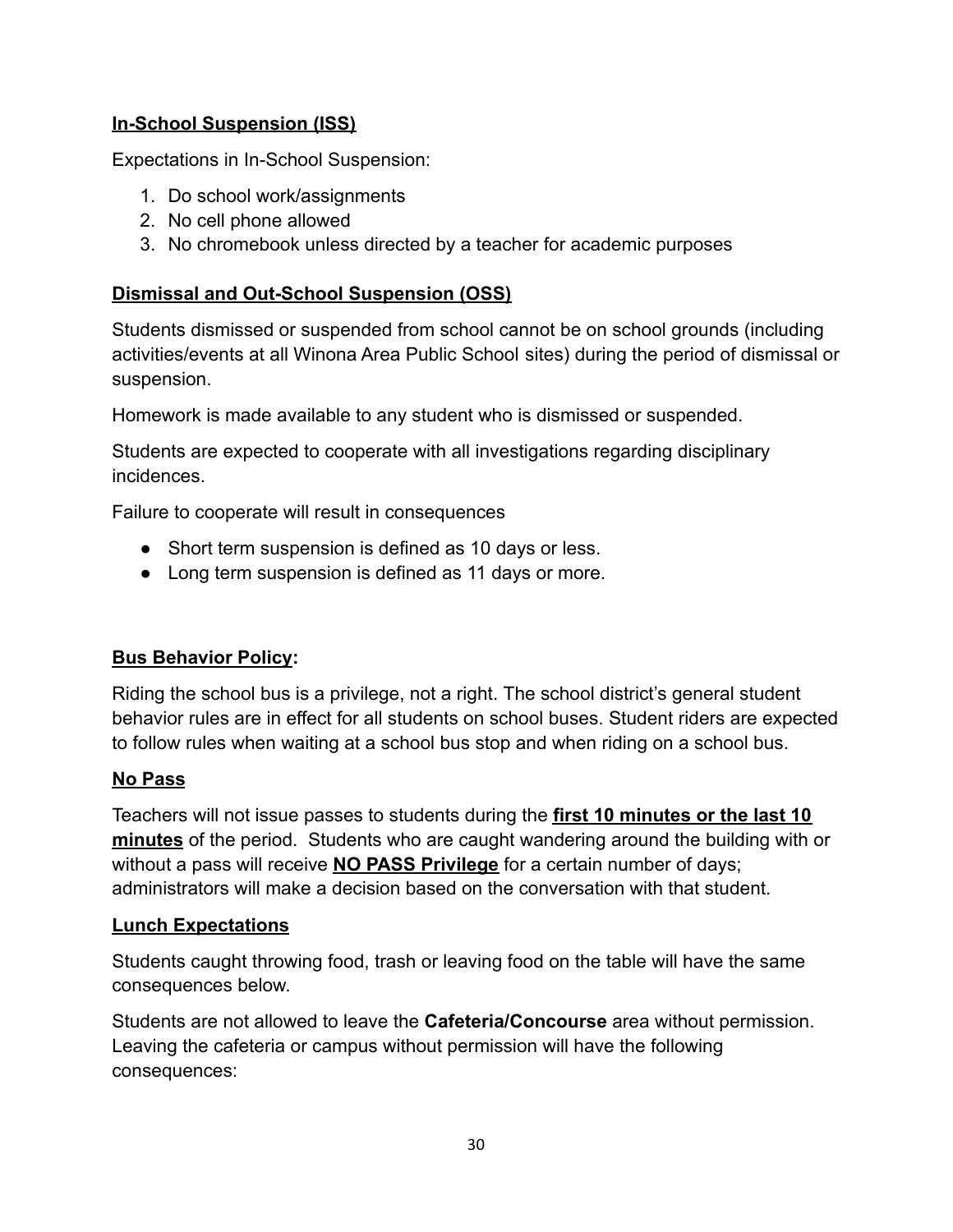**In-School Suspension (ISS)**

Expectations in In-School Suspension:

1. Do school work/assignments
2. No cell phone allowed
3. No chromebook unless directed by a teacher for academic purposes

**Dismissal and Out-School Suspension (OSS)**

Students dismissed or suspended from school cannot be on school grounds (including activities/events at all Winona Area Public School sites) during the period of dismissal or suspension.

Homework is made available to any student who is dismissed or suspended.

Students are expected to cooperate with all investigations regarding disciplinary incidences.

Failure to cooperate will result in consequences

- Short term suspension is defined as 10 days or less.
- Long term suspension is defined as 11 days or more.

**Bus Behavior Policy:**

Riding the school bus is a privilege, not a right. The school district's general student behavior rules are in effect for all students on school buses. Student riders are expected to follow rules when waiting at a school bus stop and when riding on a school bus.

**No Pass**

Teachers will not issue passes to students during the **first 10 minutes or the last 10 minutes** of the period. Students who are caught wandering around the building with or without a pass will receive **NO PASS Privilege** for a certain number of days; administrators will make a decision based on the conversation with that student.

**Lunch Expectations**

Students caught throwing food, trash or leaving food on the table will have the same consequences below.

Students are not allowed to leave the **Cafeteria/Concourse** area without permission. Leaving the cafeteria or campus without permission will have the following consequences: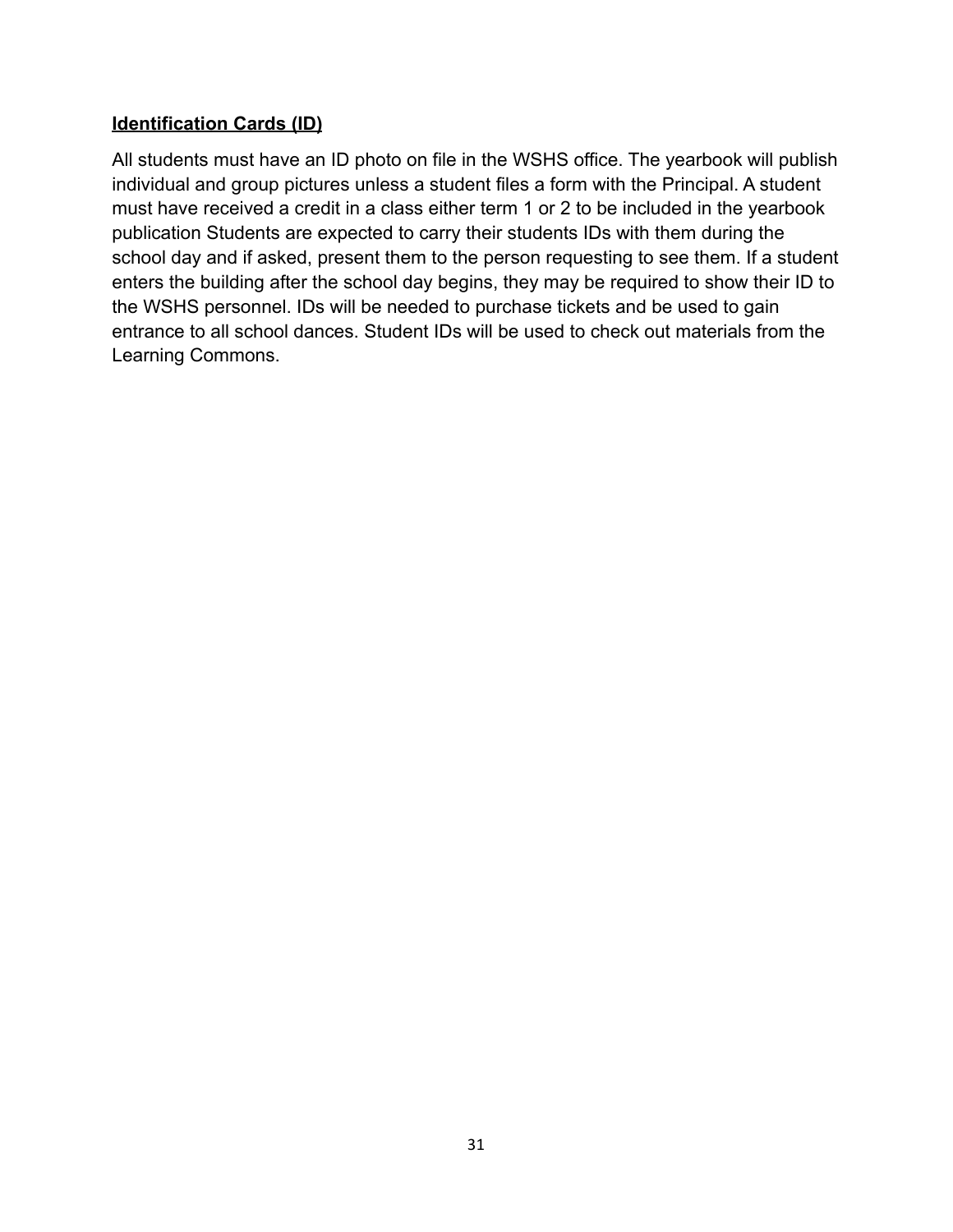**Identification Cards (ID)**

All students must have an ID photo on file in the WSHS office. The yearbook will publish individual and group pictures unless a student files a form with the Principal. A student must have received a credit in a class either term 1 or 2 to be included in the yearbook publication Students are expected to carry their students IDs with them during the school day and if asked, present them to the person requesting to see them. If a student enters the building after the school day begins, they may be required to show their ID to the WSHS personnel. IDs will be needed to purchase tickets and be used to gain entrance to all school dances. Student IDs will be used to check out materials from the Learning Commons.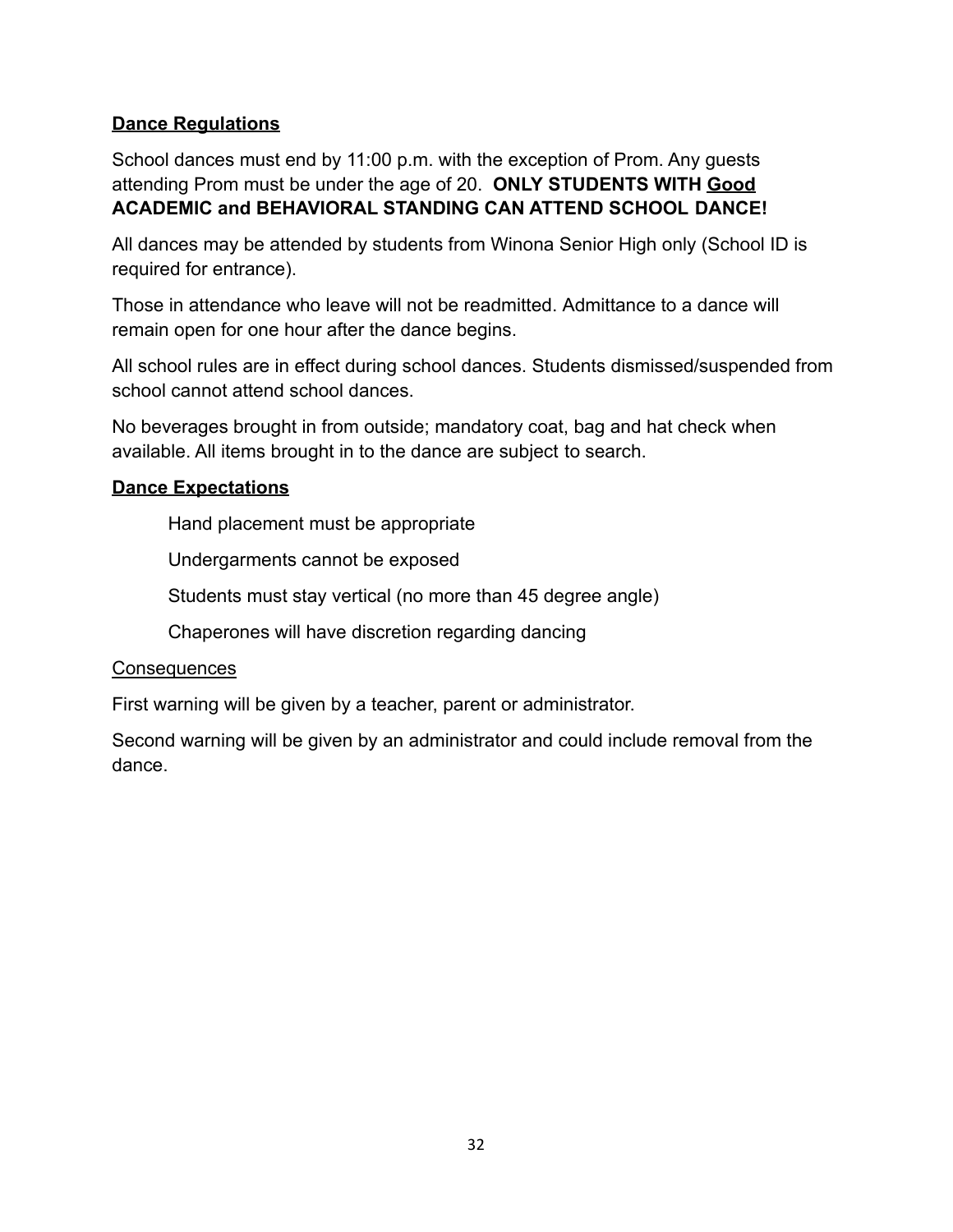## Dance Regulations

School dances must end by 11:00 p.m. with the exception of Prom. Any guests attending Prom must be under the age of 20. **ONLY STUDENTS WITH Good ACADEMIC and BEHAVIORAL STANDING CAN ATTEND SCHOOL DANCE!**

All dances may be attended by students from Winona Senior High only (School ID is required for entrance).

Those in attendance who leave will not be readmitted. Admittance to a dance will remain open for one hour after the dance begins.

All school rules are in effect during school dances. Students dismissed/suspended from school cannot attend school dances.

No beverages brought in from outside; mandatory coat, bag and hat check when available. All items brought in to the dance are subject to search.

## Dance Expectations

Hand placement must be appropriate

Undergarments cannot be exposed

Students must stay vertical (no more than 45 degree angle)

Chaperones will have discretion regarding dancing

### Consequences

First warning will be given by a teacher, parent or administrator.

Second warning will be given by an administrator and could include removal from the dance.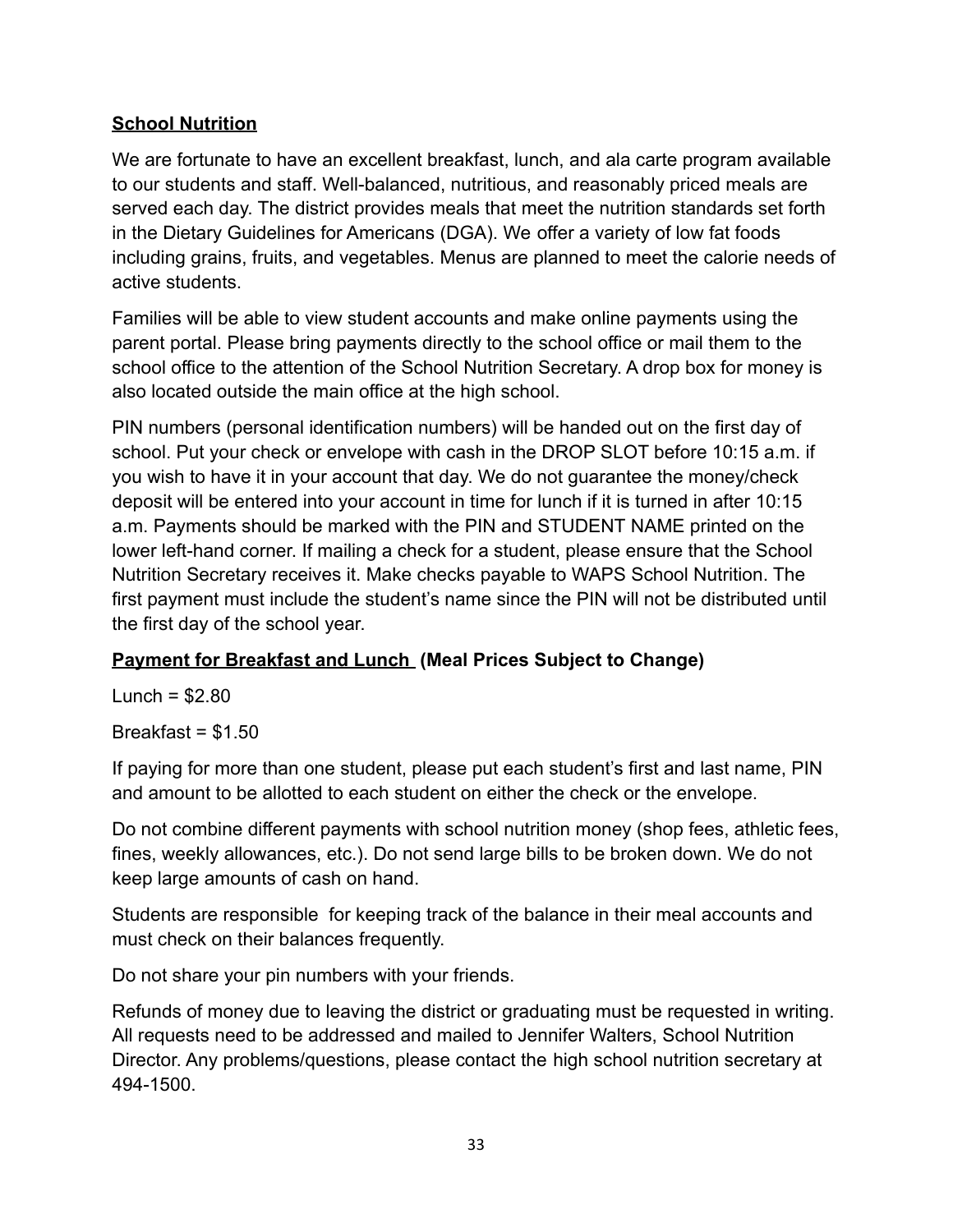## School Nutrition

We are fortunate to have an excellent breakfast, lunch, and ala carte program available to our students and staff. Well-balanced, nutritious, and reasonably priced meals are served each day. The district provides meals that meet the nutrition standards set forth in the Dietary Guidelines for Americans (DGA). We offer a variety of low fat foods including grains, fruits, and vegetables. Menus are planned to meet the calorie needs of active students.

Families will be able to view student accounts and make online payments using the parent portal. Please bring payments directly to the school office or mail them to the school office to the attention of the School Nutrition Secretary. A drop box for money is also located outside the main office at the high school.

PIN numbers (personal identification numbers) will be handed out on the first day of school. Put your check or envelope with cash in the DROP SLOT before 10:15 a.m. if you wish to have it in your account that day. We do not guarantee the money/check deposit will be entered into your account in time for lunch if it is turned in after 10:15 a.m. Payments should be marked with the PIN and STUDENT NAME printed on the lower left-hand corner. If mailing a check for a student, please ensure that the School Nutrition Secretary receives it. Make checks payable to WAPS School Nutrition. The first payment must include the student's name since the PIN will not be distributed until the first day of the school year.

## Payment for Breakfast and Lunch (Meal Prices Subject to Change)

Lunch = $2.80

Breakfast = $1.50

If paying for more than one student, please put each student's first and last name, PIN and amount to be allotted to each student on either the check or the envelope.

Do not combine different payments with school nutrition money (shop fees, athletic fees, fines, weekly allowances, etc.). Do not send large bills to be broken down. We do not keep large amounts of cash on hand.

Students are responsible for keeping track of the balance in their meal accounts and must check on their balances frequently.

Do not share your pin numbers with your friends.

Refunds of money due to leaving the district or graduating must be requested in writing. All requests need to be addressed and mailed to Jennifer Walters, School Nutrition Director. Any problems/questions, please contact the high school nutrition secretary at 494-1500.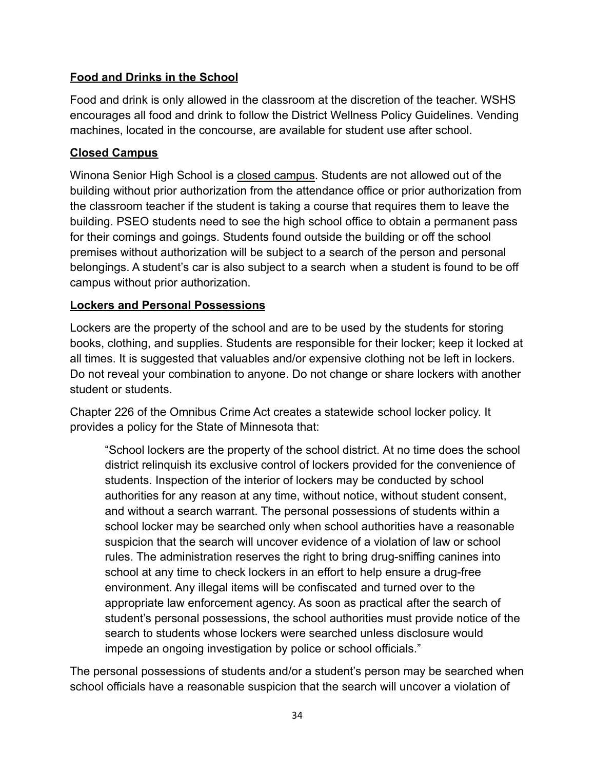## Food and Drinks in the School

Food and drink is only allowed in the classroom at the discretion of the teacher. WSHS encourages all food and drink to follow the District Wellness Policy Guidelines. Vending machines, located in the concourse, are available for student use after school.

## Closed Campus

Winona Senior High School is a closed campus. Students are not allowed out of the building without prior authorization from the attendance office or prior authorization from the classroom teacher if the student is taking a course that requires them to leave the building. PSEO students need to see the high school office to obtain a permanent pass for their comings and goings. Students found outside the building or off the school premises without authorization will be subject to a search of the person and personal belongings. A student's car is also subject to a search when a student is found to be off campus without prior authorization.

## Lockers and Personal Possessions

Lockers are the property of the school and are to be used by the students for storing books, clothing, and supplies. Students are responsible for their locker; keep it locked at all times. It is suggested that valuables and/or expensive clothing not be left in lockers. Do not reveal your combination to anyone. Do not change or share lockers with another student or students.

Chapter 226 of the Omnibus Crime Act creates a statewide school locker policy. It provides a policy for the State of Minnesota that:

> "School lockers are the property of the school district. At no time does the school district relinquish its exclusive control of lockers provided for the convenience of students. Inspection of the interior of lockers may be conducted by school authorities for any reason at any time, without notice, without student consent, and without a search warrant. The personal possessions of students within a school locker may be searched only when school authorities have a reasonable suspicion that the search will uncover evidence of a violation of law or school rules. The administration reserves the right to bring drug-sniffing canines into school at any time to check lockers in an effort to help ensure a drug-free environment. Any illegal items will be confiscated and turned over to the appropriate law enforcement agency. As soon as practical after the search of student's personal possessions, the school authorities must provide notice of the search to students whose lockers were searched unless disclosure would impede an ongoing investigation by police or school officials."

The personal possessions of students and/or a student's person may be searched when school officials have a reasonable suspicion that the search will uncover a violation of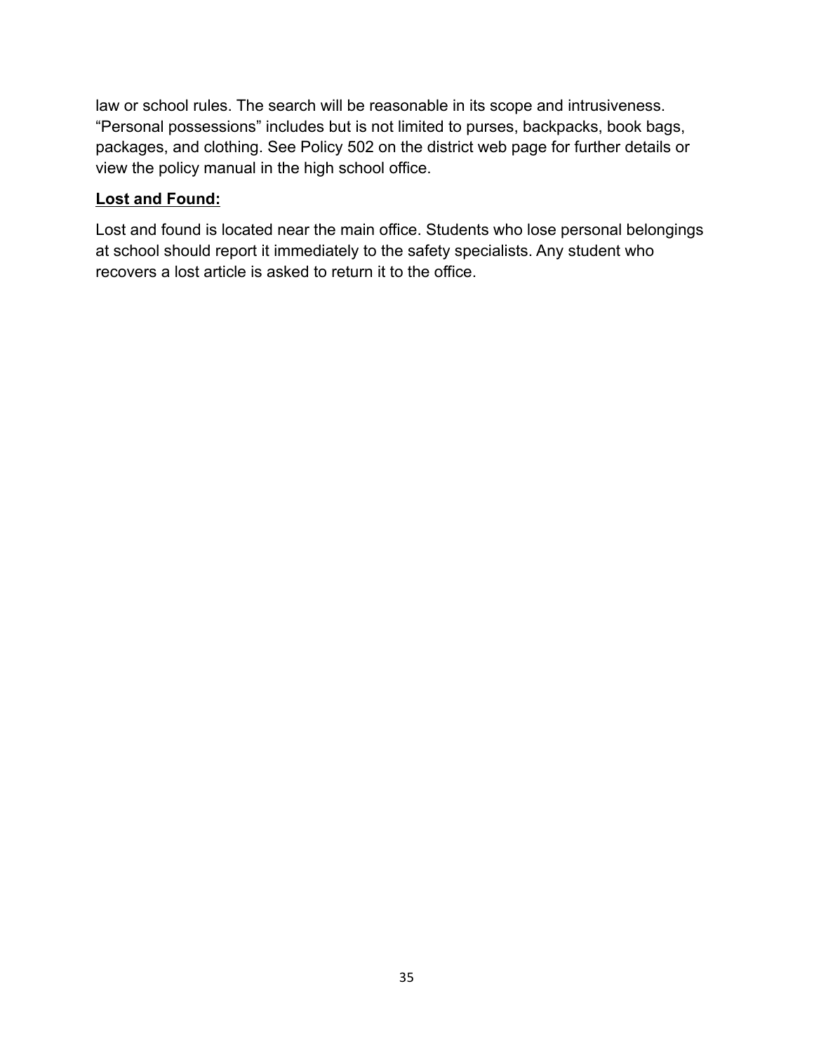law or school rules. The search will be reasonable in its scope and intrusiveness. “Personal possessions” includes but is not limited to purses, backpacks, book bags, packages, and clothing. See Policy 502 on the district web page for further details or view the policy manual in the high school office.

**Lost and Found:**

Lost and found is located near the main office. Students who lose personal belongings at school should report it immediately to the safety specialists. Any student who recovers a lost article is asked to return it to the office.